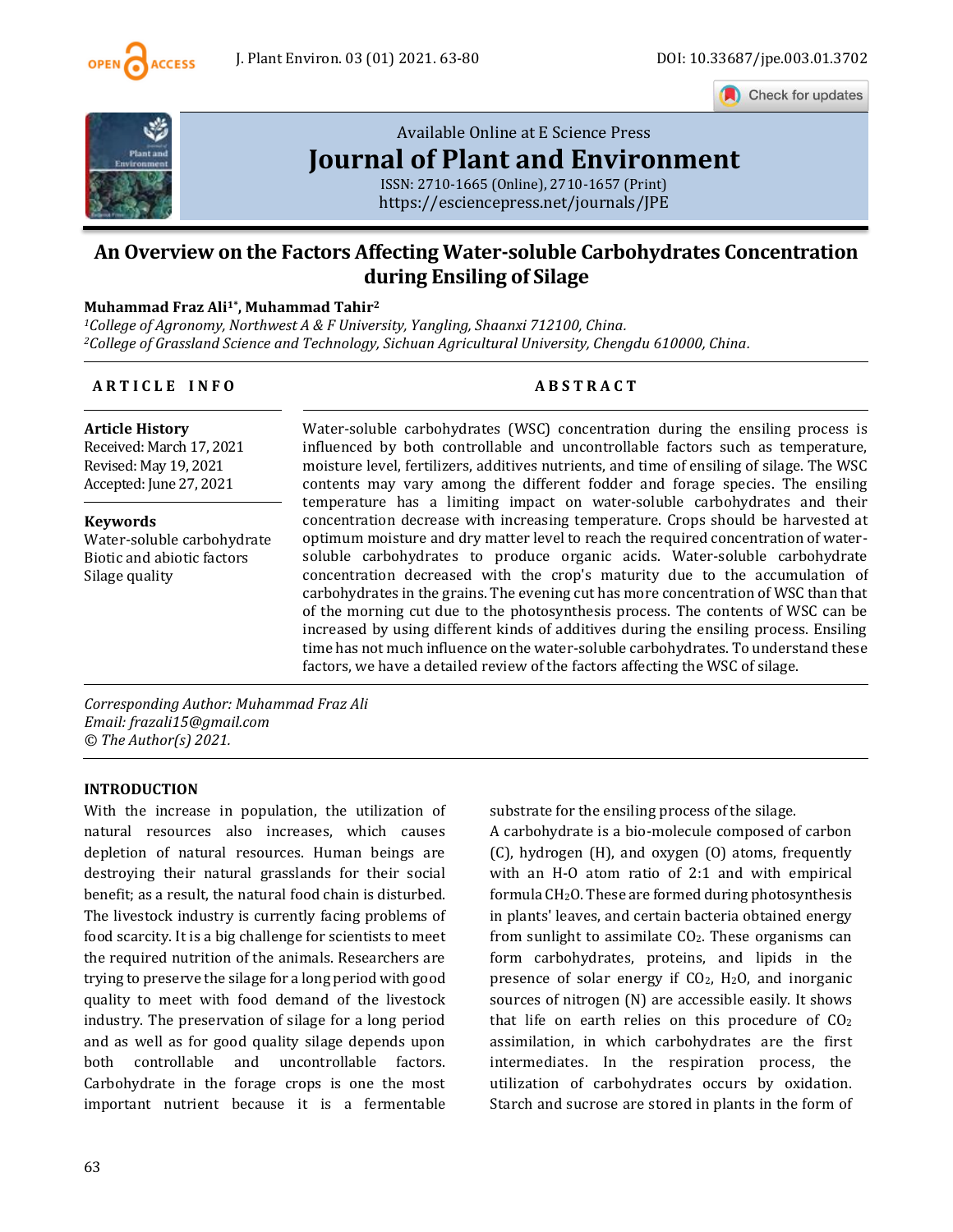Available Online at E Science Press

# Journal of Plant and Environment

ISSN: 2710-1665 (Online), 2710-1657 (Print)
https://esciencepress.net/journals/JPE

## An Overview on the Factors Affecting Water-soluble Carbohydrates Concentration during Ensiling of Silage

**Muhammad Fraz Ali[1*], Muhammad Tahir[2]**

*[1]College of Agronomy, Northwest A & F University, Yangling, Shaanxi 712100, China.*
*[2]College of Grassland Science and Technology, Sichuan Agricultural University, Chengdu 610000, China.*

**ARTICLE INFO**

**Article History**
Received: March 17, 2021
Revised: May 19, 2021
Accepted: June 27, 2021

**Keywords**
Water-soluble carbohydrate
Biotic and abiotic factors
Silage quality

**ABSTRACT**

Water-soluble carbohydrates (WSC) concentration during the ensiling process is influenced by both controllable and uncontrollable factors such as temperature, moisture level, fertilizers, additives nutrients, and time of ensiling of silage. The WSC contents may vary among the different fodder and forage species. The ensiling temperature has a limiting impact on water-soluble carbohydrates and their concentration decrease with increasing temperature. Crops should be harvested at optimum moisture and dry matter level to reach the required concentration of water-soluble carbohydrates to produce organic acids. Water-soluble carbohydrate concentration decreased with the crop's maturity due to the accumulation of carbohydrates in the grains. The evening cut has more concentration of WSC than that of the morning cut due to the photosynthesis process. The contents of WSC can be increased by using different kinds of additives during the ensiling process. Ensiling time has not much influence on the water-soluble carbohydrates. To understand these factors, we have a detailed review of the factors affecting the WSC of silage.

*Corresponding Author: Muhammad Fraz Ali*
*Email: frazali15@gmail.com*
*© The Author(s) 2021.*

## INTRODUCTION

With the increase in population, the utilization of natural resources also increases, which causes depletion of natural resources. Human beings are destroying their natural grasslands for their social benefit; as a result, the natural food chain is disturbed. The livestock industry is currently facing problems of food scarcity. It is a big challenge for scientists to meet the required nutrition of the animals. Researchers are trying to preserve the silage for a long period with good quality to meet with food demand of the livestock industry. The preservation of silage for a long period and as well as for good quality silage depends upon both controllable and uncontrollable factors. Carbohydrate in the forage crops is one the most important nutrient because it is a fermentable substrate for the ensiling process of the silage.

A carbohydrate is a bio-molecule composed of carbon (C), hydrogen (H), and oxygen (O) atoms, frequently with an H-O atom ratio of 2:1 and with empirical formula $CH_2O$. These are formed during photosynthesis in plants' leaves, and certain bacteria obtained energy from sunlight to assimilate $CO_2$. These organisms can form carbohydrates, proteins, and lipids in the presence of solar energy if $CO_2$, $H_2O$, and inorganic sources of nitrogen (N) are accessible easily. It shows that life on earth relies on this procedure of $CO_2$ assimilation, in which carbohydrates are the first intermediates. In the respiration process, the utilization of carbohydrates occurs by oxidation. Starch and sucrose are stored in plants in the form of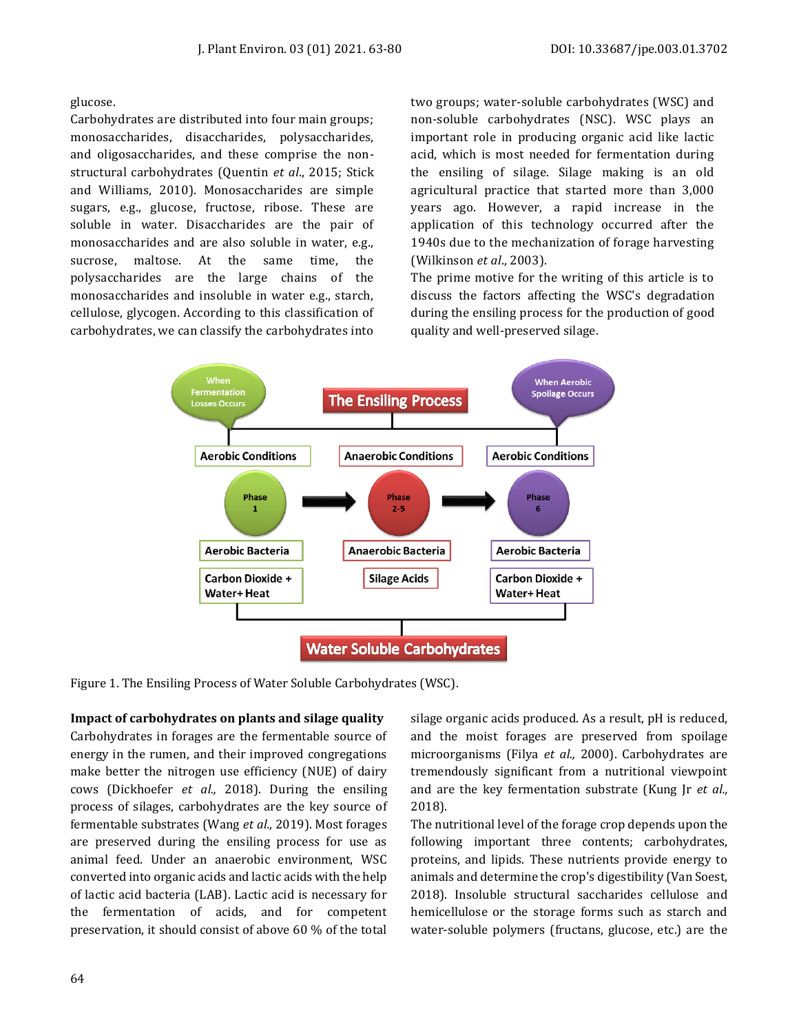glucose.

Carbohydrates are distributed into four main groups; monosaccharides, disaccharides, polysaccharides, and oligosaccharides, and these comprise the non-structural carbohydrates (Quentin *et al*., 2015; Stick and Williams, 2010). Monosaccharides are simple sugars, e.g., glucose, fructose, ribose. These are soluble in water. Disaccharides are the pair of monosaccharides and are also soluble in water, e.g., sucrose, maltose. At the same time, the polysaccharides are the large chains of the monosaccharides and insoluble in water e.g., starch, cellulose, glycogen. According to this classification of carbohydrates, we can classify the carbohydrates into two groups; water-soluble carbohydrates (WSC) and non-soluble carbohydrates (NSC). WSC plays an important role in producing organic acid like lactic acid, which is most needed for fermentation during the ensiling of silage. Silage making is an old agricultural practice that started more than 3,000 years ago. However, a rapid increase in the application of this technology occurred after the 1940s due to the mechanization of forage harvesting (Wilkinson *et al*., 2003).

The prime motive for the writing of this article is to discuss the factors affecting the WSC's degradation during the ensiling process for the production of good quality and well-preserved silage.

Figure 1. The Ensiling Process of Water Soluble Carbohydrates (WSC).

**Impact of carbohydrates on plants and silage quality**

Carbohydrates in forages are the fermentable source of energy in the rumen, and their improved congregations make better the nitrogen use efficiency (NUE) of dairy cows (Dickhoefer *et al.,* 2018). During the ensiling process of silages, carbohydrates are the key source of fermentable substrates (Wang *et al.,* 2019). Most forages are preserved during the ensiling process for use as animal feed. Under an anaerobic environment, WSC converted into organic acids and lactic acids with the help of lactic acid bacteria (LAB). Lactic acid is necessary for the fermentation of acids, and for competent preservation, it should consist of above 60 % of the total silage organic acids produced. As a result, pH is reduced, and the moist forages are preserved from spoilage microorganisms (Filya *et al.,* 2000). Carbohydrates are tremendously significant from a nutritional viewpoint and are the key fermentation substrate (Kung Jr *et al.,* 2018).

The nutritional level of the forage crop depends upon the following important three contents; carbohydrates, proteins, and lipids. These nutrients provide energy to animals and determine the crop's digestibility (Van Soest, 2018). Insoluble structural saccharides cellulose and hemicellulose or the storage forms such as starch and water-soluble polymers (fructans, glucose, etc.) are the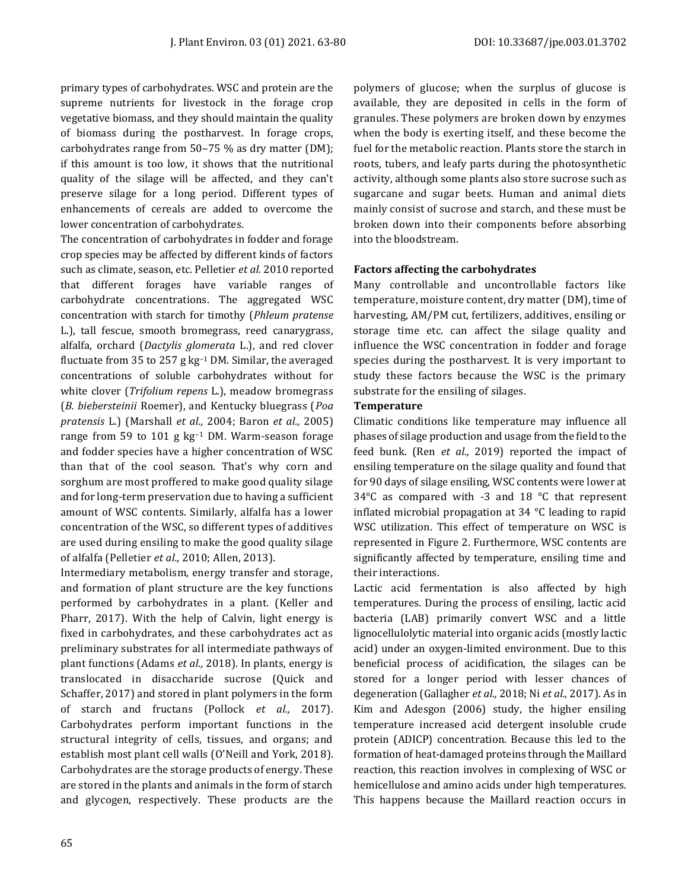primary types of carbohydrates. WSC and protein are the supreme nutrients for livestock in the forage crop vegetative biomass, and they should maintain the quality of biomass during the postharvest. In forage crops, carbohydrates range from 50–75 % as dry matter (DM); if this amount is too low, it shows that the nutritional quality of the silage will be affected, and they can't preserve silage for a long period. Different types of enhancements of cereals are added to overcome the lower concentration of carbohydrates.

The concentration of carbohydrates in fodder and forage crop species may be affected by different kinds of factors such as climate, season, etc. Pelletier *et al.* 2010 reported that different forages have variable ranges of carbohydrate concentrations. The aggregated WSC concentration with starch for timothy (*Phleum pratense* L.), tall fescue, smooth bromegrass, reed canarygrass, alfalfa, orchard (*Dactylis glomerata* L.), and red clover fluctuate from 35 to 257 g $kg^{-1}$ DM. Similar, the averaged concentrations of soluble carbohydrates without for white clover (*Trifolium repens* L.), meadow bromegrass (*B. biebersteinii* Roemer), and Kentucky bluegrass (*Poa pratensis* L.) (Marshall *et al.,* 2004; Baron *et al.,* 2005) range from 59 to 101 g $kg^{-1}$ DM. Warm-season forage and fodder species have a higher concentration of WSC than that of the cool season. That's why corn and sorghum are most proffered to make good quality silage and for long-term preservation due to having a sufficient amount of WSC contents. Similarly, alfalfa has a lower concentration of the WSC, so different types of additives are used during ensiling to make the good quality silage of alfalfa (Pelletier *et al.,* 2010; Allen, 2013).

Intermediary metabolism, energy transfer and storage, and formation of plant structure are the key functions performed by carbohydrates in a plant. (Keller and Pharr, 2017). With the help of Calvin, light energy is fixed in carbohydrates, and these carbohydrates act as preliminary substrates for all intermediate pathways of plant functions (Adams *et al.,* 2018). In plants, energy is translocated in disaccharide sucrose (Quick and Schaffer, 2017) and stored in plant polymers in the form of starch and fructans (Pollock *et al.,* 2017). Carbohydrates perform important functions in the structural integrity of cells, tissues, and organs; and establish most plant cell walls (O'Neill and York, 2018). Carbohydrates are the storage products of energy. These are stored in the plants and animals in the form of starch and glycogen, respectively. These products are the polymers of glucose; when the surplus of glucose is available, they are deposited in cells in the form of granules. These polymers are broken down by enzymes when the body is exerting itself, and these become the fuel for the metabolic reaction. Plants store the starch in roots, tubers, and leafy parts during the photosynthetic activity, although some plants also store sucrose such as sugarcane and sugar beets. Human and animal diets mainly consist of sucrose and starch, and these must be broken down into their components before absorbing into the bloodstream.

**Factors affecting the carbohydrates**

Many controllable and uncontrollable factors like temperature, moisture content, dry matter (DM), time of harvesting, AM/PM cut, fertilizers, additives, ensiling or storage time etc. can affect the silage quality and influence the WSC concentration in fodder and forage species during the postharvest. It is very important to study these factors because the WSC is the primary substrate for the ensiling of silages.

**Temperature**

Climatic conditions like temperature may influence all phases of silage production and usage from the field to the feed bunk. (Ren *et al.,* 2019) reported the impact of ensiling temperature on the silage quality and found that for 90 days of silage ensiling, WSC contents were lower at 34°C as compared with -3 and 18 °C that represent inflated microbial propagation at 34 °C leading to rapid WSC utilization. This effect of temperature on WSC is represented in Figure 2. Furthermore, WSC contents are significantly affected by temperature, ensiling time and their interactions.

Lactic acid fermentation is also affected by high temperatures. During the process of ensiling, lactic acid bacteria (LAB) primarily convert WSC and a little lignocellulolytic material into organic acids (mostly lactic acid) under an oxygen-limited environment. Due to this beneficial process of acidification, the silages can be stored for a longer period with lesser chances of degeneration (Gallagher *et al.,* 2018; Ni *et al.,* 2017). As in Kim and Adesgon (2006) study, the higher ensiling temperature increased acid detergent insoluble crude protein (ADICP) concentration. Because this led to the formation of heat-damaged proteins through the Maillard reaction, this reaction involves in complexing of WSC or hemicellulose and amino acids under high temperatures. This happens because the Maillard reaction occurs in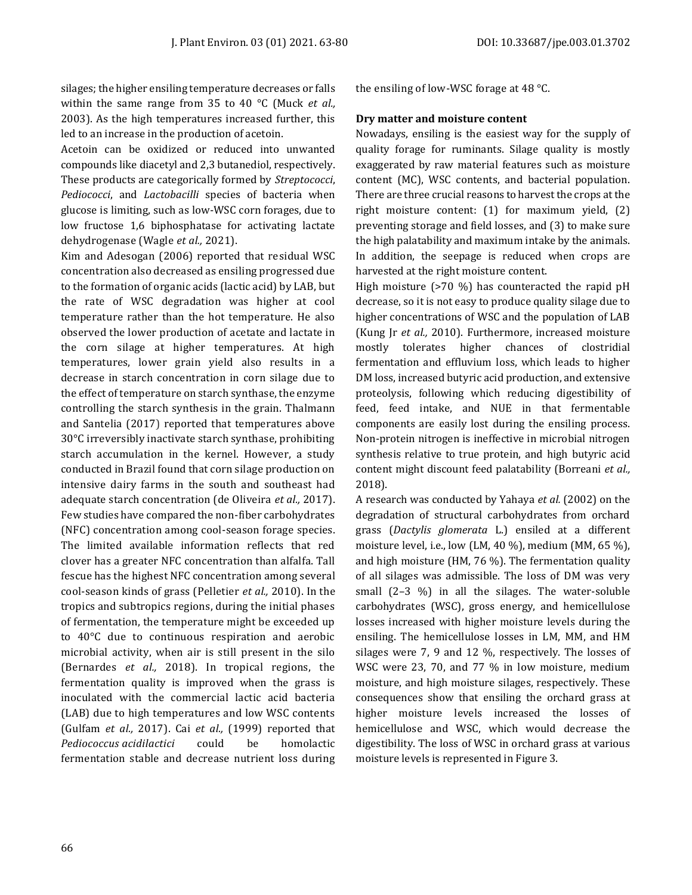silages; the higher ensiling temperature decreases or falls within the same range from 35 to 40 °C (Muck *et al.,* 2003). As the high temperatures increased further, this led to an increase in the production of acetoin.

Acetoin can be oxidized or reduced into unwanted compounds like diacetyl and 2,3 butanediol, respectively. These products are categorically formed by *Streptococci*, *Pediococci*, and *Lactobacilli* species of bacteria when glucose is limiting, such as low-WSC corn forages, due to low fructose 1,6 biphosphatase for activating lactate dehydrogenase (Wagle *et al.,* 2021).

Kim and Adesogan (2006) reported that residual WSC concentration also decreased as ensiling progressed due to the formation of organic acids (lactic acid) by LAB, but the rate of WSC degradation was higher at cool temperature rather than the hot temperature. He also observed the lower production of acetate and lactate in the corn silage at higher temperatures. At high temperatures, lower grain yield also results in a decrease in starch concentration in corn silage due to the effect of temperature on starch synthase, the enzyme controlling the starch synthesis in the grain. Thalmann and Santelia (2017) reported that temperatures above 30°C irreversibly inactivate starch synthase, prohibiting starch accumulation in the kernel. However, a study conducted in Brazil found that corn silage production on intensive dairy farms in the south and southeast had adequate starch concentration (de Oliveira *et al.,* 2017). Few studies have compared the non-fiber carbohydrates (NFC) concentration among cool-season forage species. The limited available information reflects that red clover has a greater NFC concentration than alfalfa. Tall fescue has the highest NFC concentration among several cool-season kinds of grass (Pelletier *et al.,* 2010). In the tropics and subtropics regions, during the initial phases of fermentation, the temperature might be exceeded up to 40°C due to continuous respiration and aerobic microbial activity, when air is still present in the silo (Bernardes *et al.,* 2018). In tropical regions, the fermentation quality is improved when the grass is inoculated with the commercial lactic acid bacteria (LAB) due to high temperatures and low WSC contents (Gulfam *et al.,* 2017). Cai *et al.,* (1999) reported that *Pediococcus acidilactici* could be homolactic fermentation stable and decrease nutrient loss during the ensiling of low-WSC forage at 48 °C.

**Dry matter and moisture content**

Nowadays, ensiling is the easiest way for the supply of quality forage for ruminants. Silage quality is mostly exaggerated by raw material features such as moisture content (MC), WSC contents, and bacterial population. There are three crucial reasons to harvest the crops at the right moisture content: (1) for maximum yield, (2) preventing storage and field losses, and (3) to make sure the high palatability and maximum intake by the animals. In addition, the seepage is reduced when crops are harvested at the right moisture content.

High moisture (>70 %) has counteracted the rapid pH decrease, so it is not easy to produce quality silage due to higher concentrations of WSC and the population of LAB (Kung Jr *et al.,* 2010). Furthermore, increased moisture mostly tolerates higher chances of clostridial fermentation and effluvium loss, which leads to higher DM loss, increased butyric acid production, and extensive proteolysis, following which reducing digestibility of feed, feed intake, and NUE in that fermentable components are easily lost during the ensiling process. Non-protein nitrogen is ineffective in microbial nitrogen synthesis relative to true protein, and high butyric acid content might discount feed palatability (Borreani *et al.,* 2018).

A research was conducted by Yahaya *et al.* (2002) on the degradation of structural carbohydrates from orchard grass (*Dactylis glomerata* L.) ensiled at a different moisture level, i.e., low (LM, 40 %), medium (MM, 65 %), and high moisture (HM, 76 %). The fermentation quality of all silages was admissible. The loss of DM was very small (2–3 %) in all the silages. The water-soluble carbohydrates (WSC), gross energy, and hemicellulose losses increased with higher moisture levels during the ensiling. The hemicellulose losses in LM, MM, and HM silages were 7, 9 and 12 %, respectively. The losses of WSC were 23, 70, and 77 % in low moisture, medium moisture, and high moisture silages, respectively. These consequences show that ensiling the orchard grass at higher moisture levels increased the losses of hemicellulose and WSC, which would decrease the digestibility. The loss of WSC in orchard grass at various moisture levels is represented in Figure 3.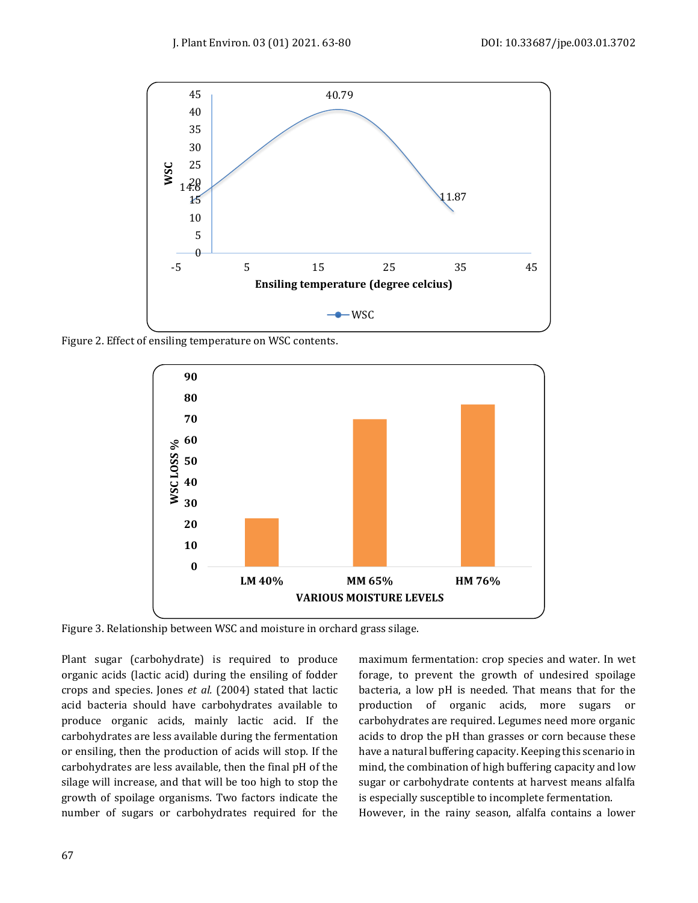Figure 2. Effect of ensiling temperature on WSC contents.

Figure 3. Relationship between WSC and moisture in orchard grass silage.

Plant sugar (carbohydrate) is required to produce organic acids (lactic acid) during the ensiling of fodder crops and species. Jones *et al.* (2004) stated that lactic acid bacteria should have carbohydrates available to produce organic acids, mainly lactic acid. If the carbohydrates are less available during the fermentation or ensiling, then the production of acids will stop. If the carbohydrates are less available, then the final pH of the silage will increase, and that will be too high to stop the growth of spoilage organisms. Two factors indicate the number of sugars or carbohydrates required for the maximum fermentation: crop species and water. In wet forage, to prevent the growth of undesired spoilage bacteria, a low pH is needed. That means that for the production of organic acids, more sugars or carbohydrates are required. Legumes need more organic acids to drop the pH than grasses or corn because these have a natural buffering capacity. Keeping this scenario in mind, the combination of high buffering capacity and low sugar or carbohydrate contents at harvest means alfalfa is especially susceptible to incomplete fermentation.

However, in the rainy season, alfalfa contains a lower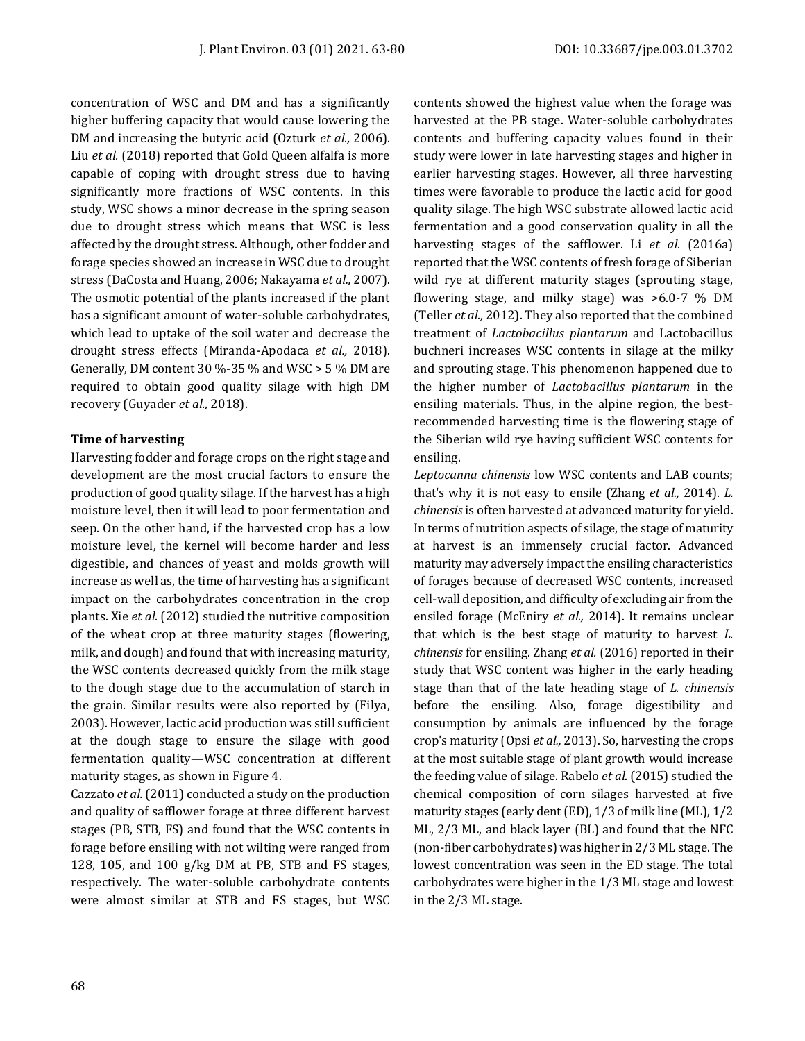concentration of WSC and DM and has a significantly higher buffering capacity that would cause lowering the DM and increasing the butyric acid (Ozturk *et al.,* 2006). Liu *et al.* (2018) reported that Gold Queen alfalfa is more capable of coping with drought stress due to having significantly more fractions of WSC contents. In this study, WSC shows a minor decrease in the spring season due to drought stress which means that WSC is less affected by the drought stress. Although, other fodder and forage species showed an increase in WSC due to drought stress (DaCosta and Huang, 2006; Nakayama *et al.,* 2007). The osmotic potential of the plants increased if the plant has a significant amount of water-soluble carbohydrates, which lead to uptake of the soil water and decrease the drought stress effects (Miranda-Apodaca *et al.,* 2018). Generally, DM content 30 %-35 % and WSC > 5 % DM are required to obtain good quality silage with high DM recovery (Guyader *et al.,* 2018).

**Time of harvesting**

Harvesting fodder and forage crops on the right stage and development are the most crucial factors to ensure the production of good quality silage. If the harvest has a high moisture level, then it will lead to poor fermentation and seep. On the other hand, if the harvested crop has a low moisture level, the kernel will become harder and less digestible, and chances of yeast and molds growth will increase as well as, the time of harvesting has a significant impact on the carbohydrates concentration in the crop plants. Xie *et al.* (2012) studied the nutritive composition of the wheat crop at three maturity stages (flowering, milk, and dough) and found that with increasing maturity, the WSC contents decreased quickly from the milk stage to the dough stage due to the accumulation of starch in the grain. Similar results were also reported by (Filya, 2003). However, lactic acid production was still sufficient at the dough stage to ensure the silage with good fermentation quality—WSC concentration at different maturity stages, as shown in Figure 4.

Cazzato *et al.* (2011) conducted a study on the production and quality of safflower forage at three different harvest stages (PB, STB, FS) and found that the WSC contents in forage before ensiling with not wilting were ranged from 128, 105, and 100 g/kg DM at PB, STB and FS stages, respectively. The water-soluble carbohydrate contents were almost similar at STB and FS stages, but WSC contents showed the highest value when the forage was harvested at the PB stage. Water-soluble carbohydrates contents and buffering capacity values found in their study were lower in late harvesting stages and higher in earlier harvesting stages. However, all three harvesting times were favorable to produce the lactic acid for good quality silage. The high WSC substrate allowed lactic acid fermentation and a good conservation quality in all the harvesting stages of the safflower. Li *et al.* (2016a) reported that the WSC contents of fresh forage of Siberian wild rye at different maturity stages (sprouting stage, flowering stage, and milky stage) was >6.0-7 % DM (Teller *et al.,* 2012). They also reported that the combined treatment of *Lactobacillus plantarum* and Lactobacillus buchneri increases WSC contents in silage at the milky and sprouting stage. This phenomenon happened due to the higher number of *Lactobacillus plantarum* in the ensiling materials. Thus, in the alpine region, the best-recommended harvesting time is the flowering stage of the Siberian wild rye having sufficient WSC contents for ensiling.

*Leptocanna chinensis* low WSC contents and LAB counts; that's why it is not easy to ensile (Zhang *et al.,* 2014). *L. chinensis* is often harvested at advanced maturity for yield. In terms of nutrition aspects of silage, the stage of maturity at harvest is an immensely crucial factor. Advanced maturity may adversely impact the ensiling characteristics of forages because of decreased WSC contents, increased cell-wall deposition, and difficulty of excluding air from the ensiled forage (McEniry *et al.,* 2014). It remains unclear that which is the best stage of maturity to harvest *L. chinensis* for ensiling. Zhang *et al.* (2016) reported in their study that WSC content was higher in the early heading stage than that of the late heading stage of *L. chinensis* before the ensiling. Also, forage digestibility and consumption by animals are influenced by the forage crop's maturity (Opsi *et al.,* 2013). So, harvesting the crops at the most suitable stage of plant growth would increase the feeding value of silage. Rabelo *et al.* (2015) studied the chemical composition of corn silages harvested at five maturity stages (early dent (ED), 1/3 of milk line (ML), 1/2 ML, 2/3 ML, and black layer (BL) and found that the NFC (non-fiber carbohydrates) was higher in 2/3 ML stage. The lowest concentration was seen in the ED stage. The total carbohydrates were higher in the 1/3 ML stage and lowest in the 2/3 ML stage.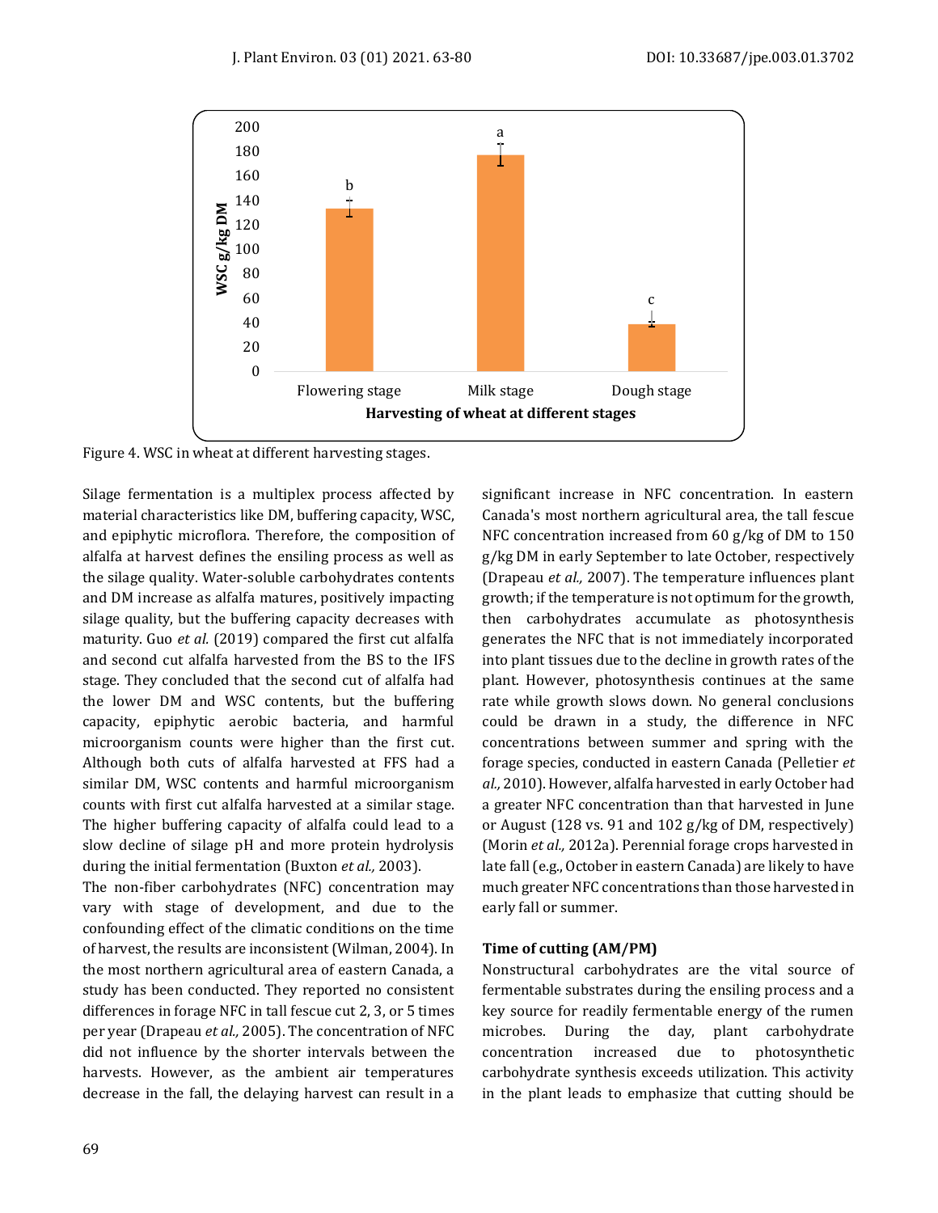Figure 4. WSC in wheat at different harvesting stages.

Silage fermentation is a multiplex process affected by material characteristics like DM, buffering capacity, WSC, and epiphytic microflora. Therefore, the composition of alfalfa at harvest defines the ensiling process as well as the silage quality. Water-soluble carbohydrates contents and DM increase as alfalfa matures, positively impacting silage quality, but the buffering capacity decreases with maturity. Guo *et al.* (2019) compared the first cut alfalfa and second cut alfalfa harvested from the BS to the IFS stage. They concluded that the second cut of alfalfa had the lower DM and WSC contents, but the buffering capacity, epiphytic aerobic bacteria, and harmful microorganism counts were higher than the first cut. Although both cuts of alfalfa harvested at FFS had a similar DM, WSC contents and harmful microorganism counts with first cut alfalfa harvested at a similar stage. The higher buffering capacity of alfalfa could lead to a slow decline of silage pH and more protein hydrolysis during the initial fermentation (Buxton *et al.,* 2003).

The non-fiber carbohydrates (NFC) concentration may vary with stage of development, and due to the confounding effect of the climatic conditions on the time of harvest, the results are inconsistent (Wilman, 2004). In the most northern agricultural area of eastern Canada, a study has been conducted. They reported no consistent differences in forage NFC in tall fescue cut 2, 3, or 5 times per year (Drapeau *et al.,* 2005). The concentration of NFC did not influence by the shorter intervals between the harvests. However, as the ambient air temperatures decrease in the fall, the delaying harvest can result in a significant increase in NFC concentration. In eastern Canada's most northern agricultural area, the tall fescue NFC concentration increased from 60 g/kg of DM to 150 g/kg DM in early September to late October, respectively (Drapeau *et al.,* 2007). The temperature influences plant growth; if the temperature is not optimum for the growth, then carbohydrates accumulate as photosynthesis generates the NFC that is not immediately incorporated into plant tissues due to the decline in growth rates of the plant. However, photosynthesis continues at the same rate while growth slows down. No general conclusions could be drawn in a study, the difference in NFC concentrations between summer and spring with the forage species, conducted in eastern Canada (Pelletier *et al.,* 2010). However, alfalfa harvested in early October had a greater NFC concentration than that harvested in June or August (128 vs. 91 and 102 g/kg of DM, respectively) (Morin *et al.,* 2012a). Perennial forage crops harvested in late fall (e.g., October in eastern Canada) are likely to have much greater NFC concentrations than those harvested in early fall or summer.

### Time of cutting (AM/PM)

Nonstructural carbohydrates are the vital source of fermentable substrates during the ensiling process and a key source for readily fermentable energy of the rumen microbes. During the day, plant carbohydrate concentration increased due to photosynthetic carbohydrate synthesis exceeds utilization. This activity in the plant leads to emphasize that cutting should be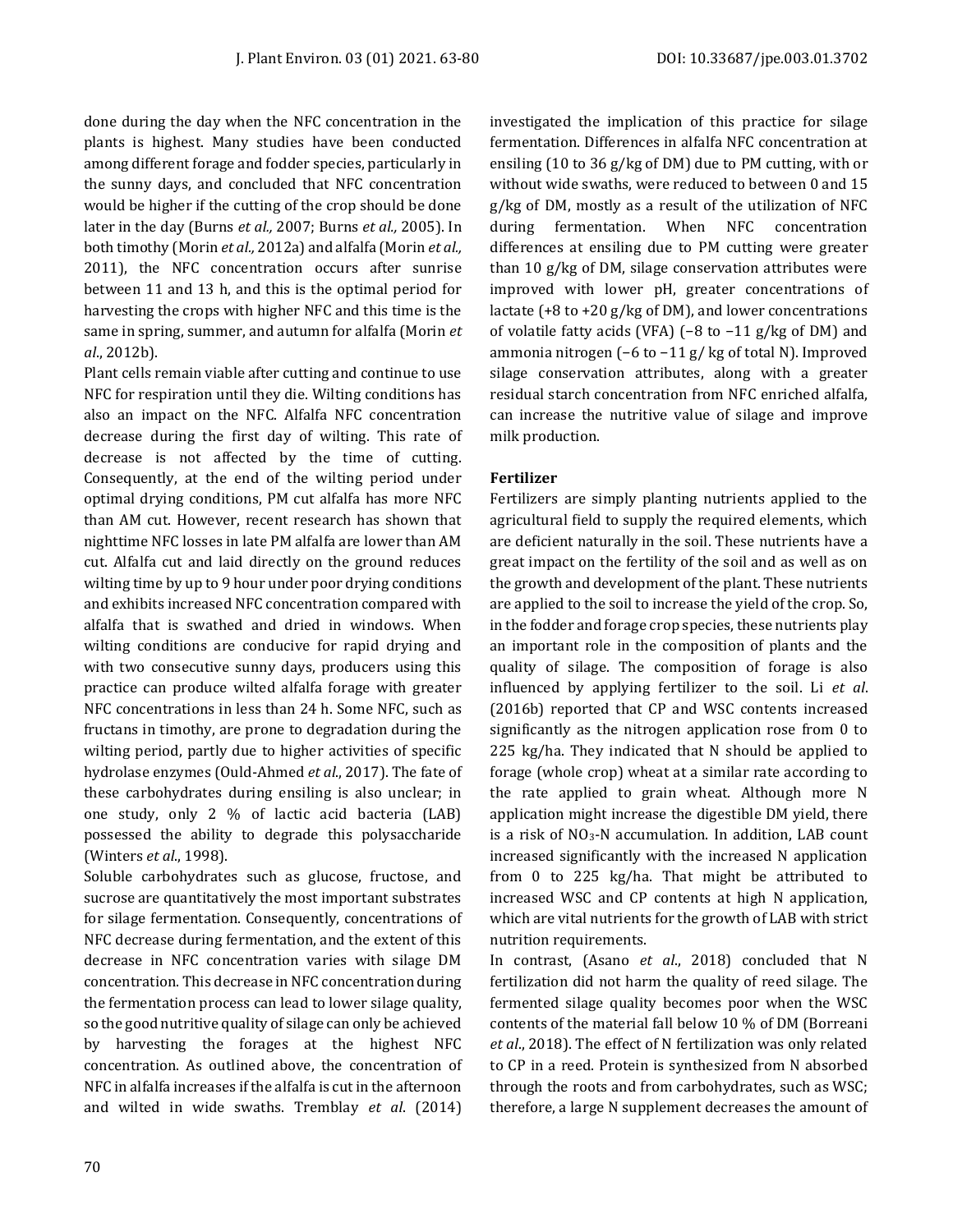done during the day when the NFC concentration in the plants is highest. Many studies have been conducted among different forage and fodder species, particularly in the sunny days, and concluded that NFC concentration would be higher if the cutting of the crop should be done later in the day (Burns *et al.,* 2007; Burns *et al.,* 2005). In both timothy (Morin *et al.,* 2012a) and alfalfa (Morin *et al.,* 2011), the NFC concentration occurs after sunrise between 11 and 13 h, and this is the optimal period for harvesting the crops with higher NFC and this time is the same in spring, summer, and autumn for alfalfa (Morin *et al*., 2012b).

Plant cells remain viable after cutting and continue to use NFC for respiration until they die. Wilting conditions has also an impact on the NFC. Alfalfa NFC concentration decrease during the first day of wilting. This rate of decrease is not affected by the time of cutting. Consequently, at the end of the wilting period under optimal drying conditions, PM cut alfalfa has more NFC than AM cut. However, recent research has shown that nighttime NFC losses in late PM alfalfa are lower than AM cut. Alfalfa cut and laid directly on the ground reduces wilting time by up to 9 hour under poor drying conditions and exhibits increased NFC concentration compared with alfalfa that is swathed and dried in windows. When wilting conditions are conducive for rapid drying and with two consecutive sunny days, producers using this practice can produce wilted alfalfa forage with greater NFC concentrations in less than 24 h. Some NFC, such as fructans in timothy, are prone to degradation during the wilting period, partly due to higher activities of specific hydrolase enzymes (Ould-Ahmed *et al*., 2017). The fate of these carbohydrates during ensiling is also unclear; in one study, only 2 % of lactic acid bacteria (LAB) possessed the ability to degrade this polysaccharide (Winters *et al*., 1998).

Soluble carbohydrates such as glucose, fructose, and sucrose are quantitatively the most important substrates for silage fermentation. Consequently, concentrations of NFC decrease during fermentation, and the extent of this decrease in NFC concentration varies with silage DM concentration. This decrease in NFC concentration during the fermentation process can lead to lower silage quality, so the good nutritive quality of silage can only be achieved by harvesting the forages at the highest NFC concentration. As outlined above, the concentration of NFC in alfalfa increases if the alfalfa is cut in the afternoon and wilted in wide swaths. Tremblay *et al*. (2014) investigated the implication of this practice for silage fermentation. Differences in alfalfa NFC concentration at ensiling (10 to 36 g/kg of DM) due to PM cutting, with or without wide swaths, were reduced to between 0 and 15 g/kg of DM, mostly as a result of the utilization of NFC during fermentation. When NFC concentration differences at ensiling due to PM cutting were greater than 10 g/kg of DM, silage conservation attributes were improved with lower pH, greater concentrations of lactate (+8 to +20 g/kg of DM), and lower concentrations of volatile fatty acids (VFA) (−8 to −11 g/kg of DM) and ammonia nitrogen (−6 to −11 g/ kg of total N). Improved silage conservation attributes, along with a greater residual starch concentration from NFC enriched alfalfa, can increase the nutritive value of silage and improve milk production.

**Fertilizer**

Fertilizers are simply planting nutrients applied to the agricultural field to supply the required elements, which are deficient naturally in the soil. These nutrients have a great impact on the fertility of the soil and as well as on the growth and development of the plant. These nutrients are applied to the soil to increase the yield of the crop. So, in the fodder and forage crop species, these nutrients play an important role in the composition of plants and the quality of silage. The composition of forage is also influenced by applying fertilizer to the soil. Li *et al*. (2016b) reported that CP and WSC contents increased significantly as the nitrogen application rose from 0 to 225 kg/ha. They indicated that N should be applied to forage (whole crop) wheat at a similar rate according to the rate applied to grain wheat. Although more N application might increase the digestible DM yield, there is a risk of $NO_3$-N accumulation. In addition, LAB count increased significantly with the increased N application from 0 to 225 kg/ha. That might be attributed to increased WSC and CP contents at high N application, which are vital nutrients for the growth of LAB with strict nutrition requirements.

In contrast, (Asano *et al*., 2018) concluded that N fertilization did not harm the quality of reed silage. The fermented silage quality becomes poor when the WSC contents of the material fall below 10 % of DM (Borreani *et al*., 2018). The effect of N fertilization was only related to CP in a reed. Protein is synthesized from N absorbed through the roots and from carbohydrates, such as WSC; therefore, a large N supplement decreases the amount of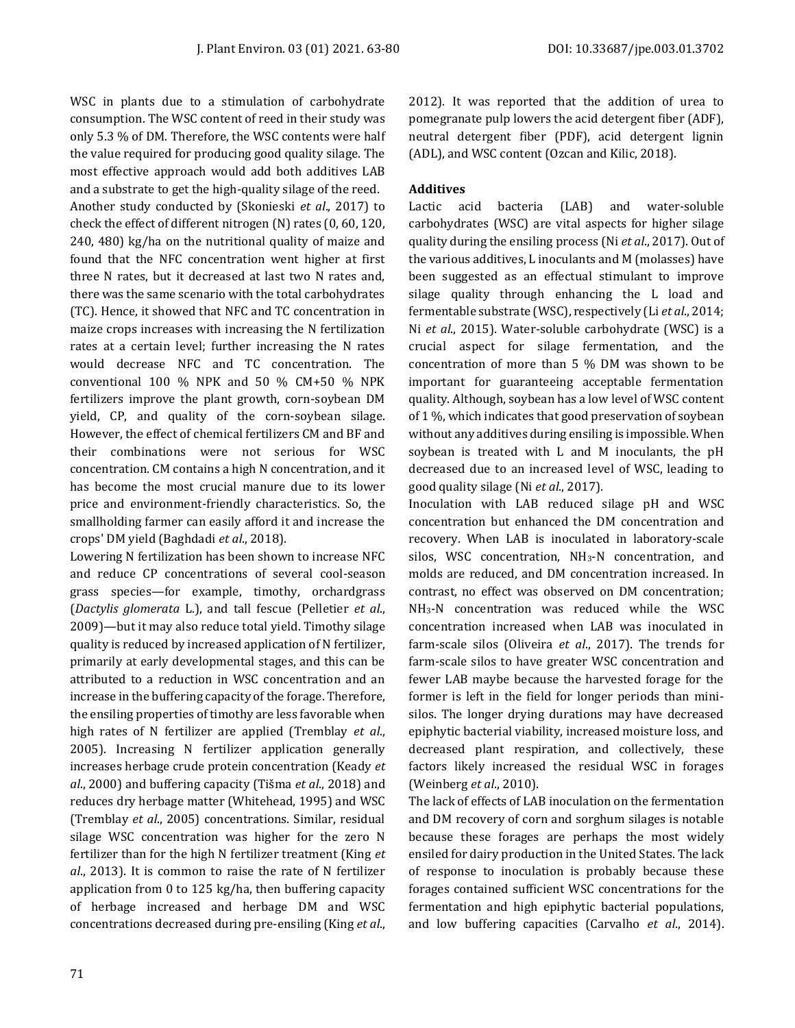WSC in plants due to a stimulation of carbohydrate consumption. The WSC content of reed in their study was only 5.3 % of DM. Therefore, the WSC contents were half the value required for producing good quality silage. The most effective approach would add both additives LAB and a substrate to get the high-quality silage of the reed.

Another study conducted by (Skonieski *et al*., 2017) to check the effect of different nitrogen (N) rates (0, 60, 120, 240, 480) kg/ha on the nutritional quality of maize and found that the NFC concentration went higher at first three N rates, but it decreased at last two N rates and, there was the same scenario with the total carbohydrates (TC). Hence, it showed that NFC and TC concentration in maize crops increases with increasing the N fertilization rates at a certain level; further increasing the N rates would decrease NFC and TC concentration. The conventional 100 % NPK and 50 % CM+50 % NPK fertilizers improve the plant growth, corn-soybean DM yield, CP, and quality of the corn-soybean silage. However, the effect of chemical fertilizers CM and BF and their combinations were not serious for WSC concentration. CM contains a high N concentration, and it has become the most crucial manure due to its lower price and environment-friendly characteristics. So, the smallholding farmer can easily afford it and increase the crops' DM yield (Baghdadi *et al*., 2018).

Lowering N fertilization has been shown to increase NFC and reduce CP concentrations of several cool-season grass species—for example, timothy, orchardgrass (*Dactylis glomerata* L.), and tall fescue (Pelletier *et al*., 2009)—but it may also reduce total yield. Timothy silage quality is reduced by increased application of N fertilizer, primarily at early developmental stages, and this can be attributed to a reduction in WSC concentration and an increase in the buffering capacity of the forage. Therefore, the ensiling properties of timothy are less favorable when high rates of N fertilizer are applied (Tremblay *et al*., 2005). Increasing N fertilizer application generally increases herbage crude protein concentration (Keady *et al*., 2000) and buffering capacity (Tišma *et al*., 2018) and reduces dry herbage matter (Whitehead, 1995) and WSC (Tremblay *et al*., 2005) concentrations. Similar, residual silage WSC concentration was higher for the zero N fertilizer than for the high N fertilizer treatment (King *et al*., 2013). It is common to raise the rate of N fertilizer application from 0 to 125 kg/ha, then buffering capacity of herbage increased and herbage DM and WSC concentrations decreased during pre-ensiling (King *et al*., 2012). It was reported that the addition of urea to pomegranate pulp lowers the acid detergent fiber (ADF), neutral detergent fiber (PDF), acid detergent lignin (ADL), and WSC content (Ozcan and Kilic, 2018).

**Additives**

Lactic acid bacteria (LAB) and water-soluble carbohydrates (WSC) are vital aspects for higher silage quality during the ensiling process (Ni *et al*., 2017). Out of the various additives, L inoculants and M (molasses) have been suggested as an effectual stimulant to improve silage quality through enhancing the L load and fermentable substrate (WSC), respectively (Li *et al*., 2014; Ni *et al*., 2015). Water-soluble carbohydrate (WSC) is a crucial aspect for silage fermentation, and the concentration of more than 5 % DM was shown to be important for guaranteeing acceptable fermentation quality. Although, soybean has a low level of WSC content of 1 %, which indicates that good preservation of soybean without any additives during ensiling is impossible. When soybean is treated with L and M inoculants, the pH decreased due to an increased level of WSC, leading to good quality silage (Ni *et al*., 2017).

Inoculation with LAB reduced silage pH and WSC concentration but enhanced the DM concentration and recovery. When LAB is inoculated in laboratory-scale silos, WSC concentration, $NH_3$-N concentration, and molds are reduced, and DM concentration increased. In contrast, no effect was observed on DM concentration; $NH_3$-N concentration was reduced while the WSC concentration increased when LAB was inoculated in farm-scale silos (Oliveira *et al*., 2017). The trends for farm-scale silos to have greater WSC concentration and fewer LAB maybe because the harvested forage for the former is left in the field for longer periods than mini-silos. The longer drying durations may have decreased epiphytic bacterial viability, increased moisture loss, and decreased plant respiration, and collectively, these factors likely increased the residual WSC in forages (Weinberg *et al*., 2010).

The lack of effects of LAB inoculation on the fermentation and DM recovery of corn and sorghum silages is notable because these forages are perhaps the most widely ensiled for dairy production in the United States. The lack of response to inoculation is probably because these forages contained sufficient WSC concentrations for the fermentation and high epiphytic bacterial populations, and low buffering capacities (Carvalho *et al*., 2014).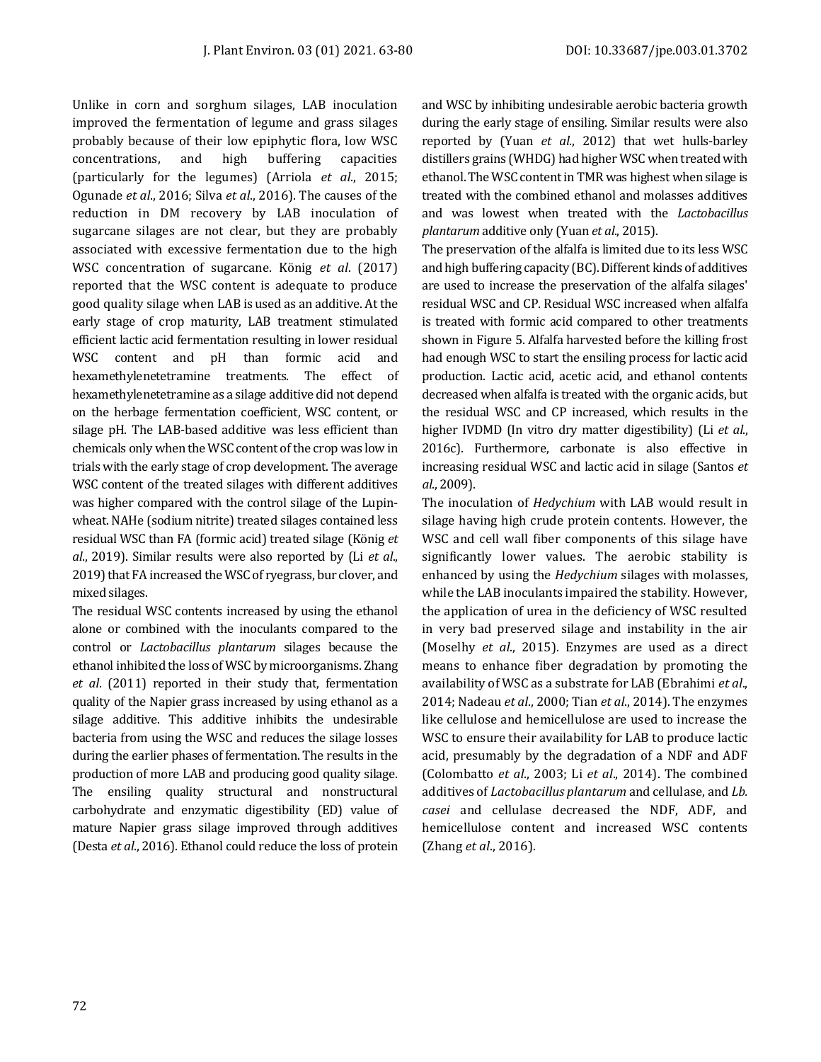Unlike in corn and sorghum silages, LAB inoculation improved the fermentation of legume and grass silages probably because of their low epiphytic flora, low WSC concentrations, and high buffering capacities (particularly for the legumes) (Arriola *et al*., 2015; Ogunade *et al*., 2016; Silva *et al*., 2016). The causes of the reduction in DM recovery by LAB inoculation of sugarcane silages are not clear, but they are probably associated with excessive fermentation due to the high WSC concentration of sugarcane. König *et al*. (2017) reported that the WSC content is adequate to produce good quality silage when LAB is used as an additive. At the early stage of crop maturity, LAB treatment stimulated efficient lactic acid fermentation resulting in lower residual WSC content and pH than formic acid and hexamethylenetetramine treatments. The effect of hexamethylenetetramine as a silage additive did not depend on the herbage fermentation coefficient, WSC content, or silage pH. The LAB-based additive was less efficient than chemicals only when the WSC content of the crop was low in trials with the early stage of crop development. The average WSC content of the treated silages with different additives was higher compared with the control silage of the Lupin-wheat. NAHe (sodium nitrite) treated silages contained less residual WSC than FA (formic acid) treated silage (König *et al*., 2019). Similar results were also reported by (Li *et al*., 2019) that FA increased the WSC of ryegrass, bur clover, and mixed silages.

The residual WSC contents increased by using the ethanol alone or combined with the inoculants compared to the control or *Lactobacillus plantarum* silages because the ethanol inhibited the loss of WSC by microorganisms. Zhang *et al*. (2011) reported in their study that, fermentation quality of the Napier grass increased by using ethanol as a silage additive. This additive inhibits the undesirable bacteria from using the WSC and reduces the silage losses during the earlier phases of fermentation. The results in the production of more LAB and producing good quality silage. The ensiling quality structural and nonstructural carbohydrate and enzymatic digestibility (ED) value of mature Napier grass silage improved through additives (Desta *et al*., 2016). Ethanol could reduce the loss of protein and WSC by inhibiting undesirable aerobic bacteria growth during the early stage of ensiling. Similar results were also reported by (Yuan *et al*., 2012) that wet hulls-barley distillers grains (WHDG) had higher WSC when treated with ethanol. The WSC content in TMR was highest when silage is treated with the combined ethanol and molasses additives and was lowest when treated with the *Lactobacillus plantarum* additive only (Yuan *et al*., 2015).

The preservation of the alfalfa is limited due to its less WSC and high buffering capacity (BC). Different kinds of additives are used to increase the preservation of the alfalfa silages' residual WSC and CP. Residual WSC increased when alfalfa is treated with formic acid compared to other treatments shown in Figure 5. Alfalfa harvested before the killing frost had enough WSC to start the ensiling process for lactic acid production. Lactic acid, acetic acid, and ethanol contents decreased when alfalfa is treated with the organic acids, but the residual WSC and CP increased, which results in the higher IVDMD (In vitro dry matter digestibility) (Li *et al*., 2016c). Furthermore, carbonate is also effective in increasing residual WSC and lactic acid in silage (Santos *et al*., 2009).

The inoculation of *Hedychium* with LAB would result in silage having high crude protein contents. However, the WSC and cell wall fiber components of this silage have significantly lower values. The aerobic stability is enhanced by using the *Hedychium* silages with molasses, while the LAB inoculants impaired the stability. However, the application of urea in the deficiency of WSC resulted in very bad preserved silage and instability in the air (Moselhy *et al*., 2015). Enzymes are used as a direct means to enhance fiber degradation by promoting the availability of WSC as a substrate for LAB (Ebrahimi *et al*., 2014; Nadeau *et al*., 2000; Tian *et al*., 2014). The enzymes like cellulose and hemicellulose are used to increase the WSC to ensure their availability for LAB to produce lactic acid, presumably by the degradation of a NDF and ADF (Colombatto *et al*., 2003; Li *et al*., 2014). The combined additives of *Lactobacillus plantarum* and cellulase, and *Lb. casei* and cellulase decreased the NDF, ADF, and hemicellulose content and increased WSC contents (Zhang *et al*., 2016).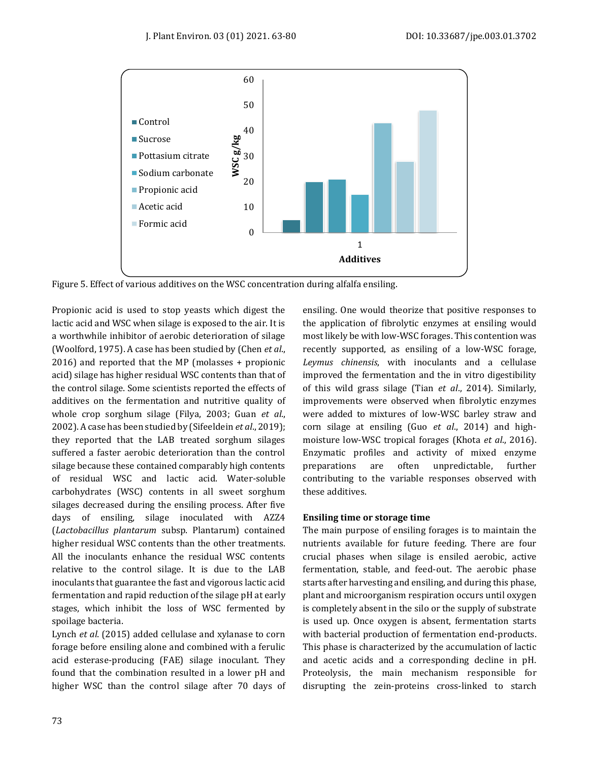Figure 5. Effect of various additives on the WSC concentration during alfalfa ensiling.

Propionic acid is used to stop yeasts which digest the lactic acid and WSC when silage is exposed to the air. It is a worthwhile inhibitor of aerobic deterioration of silage (Woolford, 1975). A case has been studied by (Chen *et al*., 2016) and reported that the MP (molasses + propionic acid) silage has higher residual WSC contents than that of the control silage. Some scientists reported the effects of additives on the fermentation and nutritive quality of whole crop sorghum silage (Filya, 2003; Guan *et al*., 2002). A case has been studied by (Sifeeldein *et al*., 2019); they reported that the LAB treated sorghum silages suffered a faster aerobic deterioration than the control silage because these contained comparably high contents of residual WSC and lactic acid. Water-soluble carbohydrates (WSC) contents in all sweet sorghum silages decreased during the ensiling process. After five days of ensiling, silage inoculated with AZZ4 (*Lactobacillus plantarum* subsp. Plantarum) contained higher residual WSC contents than the other treatments. All the inoculants enhance the residual WSC contents relative to the control silage. It is due to the LAB inoculants that guarantee the fast and vigorous lactic acid fermentation and rapid reduction of the silage pH at early stages, which inhibit the loss of WSC fermented by spoilage bacteria.

Lynch *et al*. (2015) added cellulase and xylanase to corn forage before ensiling alone and combined with a ferulic acid esterase-producing (FAE) silage inoculant. They found that the combination resulted in a lower pH and higher WSC than the control silage after 70 days of ensiling. One would theorize that positive responses to the application of fibrolytic enzymes at ensiling would most likely be with low-WSC forages. This contention was recently supported, as ensiling of a low-WSC forage, *Leymus chinensis*, with inoculants and a cellulase improved the fermentation and the in vitro digestibility of this wild grass silage (Tian *et al*., 2014). Similarly, improvements were observed when fibrolytic enzymes were added to mixtures of low-WSC barley straw and corn silage at ensiling (Guo *et al*., 2014) and high-moisture low-WSC tropical forages (Khota *et al*., 2016). Enzymatic profiles and activity of mixed enzyme preparations are often unpredictable, further contributing to the variable responses observed with these additives.

### Ensiling time or storage time

The main purpose of ensiling forages is to maintain the nutrients available for future feeding. There are four crucial phases when silage is ensiled aerobic, active fermentation, stable, and feed-out. The aerobic phase starts after harvesting and ensiling, and during this phase, plant and microorganism respiration occurs until oxygen is completely absent in the silo or the supply of substrate is used up. Once oxygen is absent, fermentation starts with bacterial production of fermentation end-products. This phase is characterized by the accumulation of lactic and acetic acids and a corresponding decline in pH. Proteolysis, the main mechanism responsible for disrupting the zein-proteins cross-linked to starch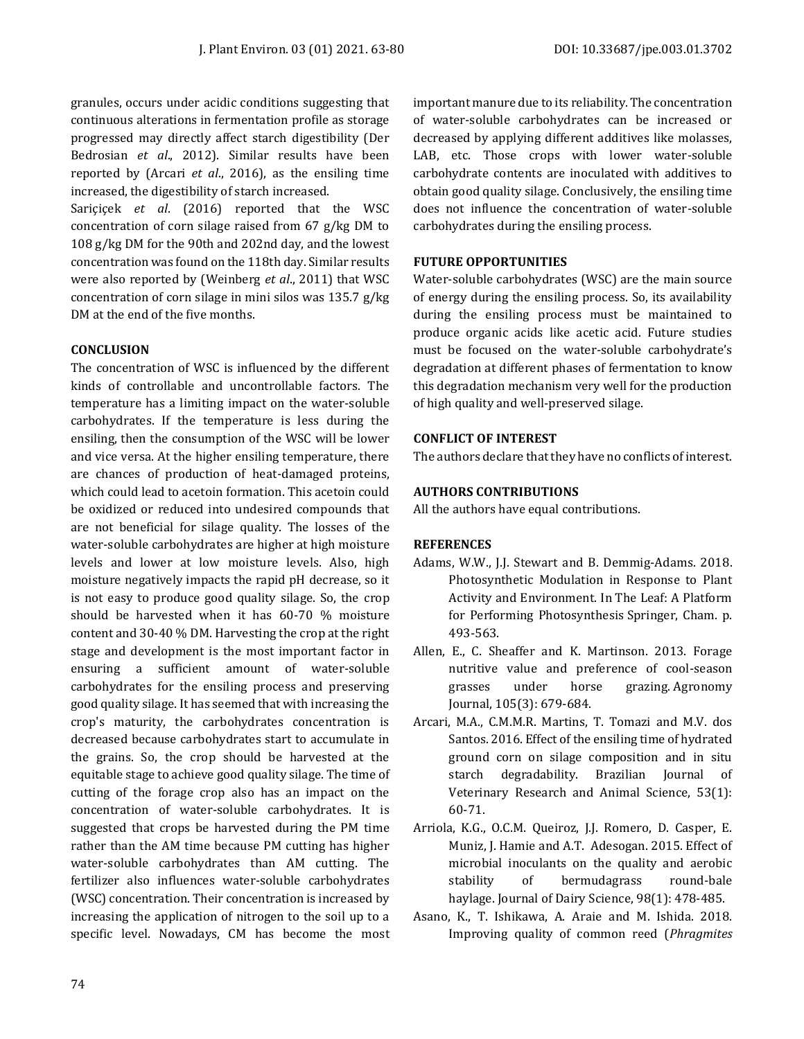granules, occurs under acidic conditions suggesting that continuous alterations in fermentation profile as storage progressed may directly affect starch digestibility (Der Bedrosian *et al*., 2012). Similar results have been reported by (Arcari *et al*., 2016), as the ensiling time increased, the digestibility of starch increased.

Sariçiçek *et al*. (2016) reported that the WSC concentration of corn silage raised from 67 g/kg DM to 108 g/kg DM for the 90th and 202nd day, and the lowest concentration was found on the 118th day. Similar results were also reported by (Weinberg *et al*., 2011) that WSC concentration of corn silage in mini silos was 135.7 g/kg DM at the end of the five months.

## CONCLUSION

The concentration of WSC is influenced by the different kinds of controllable and uncontrollable factors. The temperature has a limiting impact on the water-soluble carbohydrates. If the temperature is less during the ensiling, then the consumption of the WSC will be lower and vice versa. At the higher ensiling temperature, there are chances of production of heat-damaged proteins, which could lead to acetoin formation. This acetoin could be oxidized or reduced into undesired compounds that are not beneficial for silage quality. The losses of the water-soluble carbohydrates are higher at high moisture levels and lower at low moisture levels. Also, high moisture negatively impacts the rapid pH decrease, so it is not easy to produce good quality silage. So, the crop should be harvested when it has 60-70 % moisture content and 30-40 % DM. Harvesting the crop at the right stage and development is the most important factor in ensuring a sufficient amount of water-soluble carbohydrates for the ensiling process and preserving good quality silage. It has seemed that with increasing the crop's maturity, the carbohydrates concentration is decreased because carbohydrates start to accumulate in the grains. So, the crop should be harvested at the equitable stage to achieve good quality silage. The time of cutting of the forage crop also has an impact on the concentration of water-soluble carbohydrates. It is suggested that crops be harvested during the PM time rather than the AM time because PM cutting has higher water-soluble carbohydrates than AM cutting. The fertilizer also influences water-soluble carbohydrates (WSC) concentration. Their concentration is increased by increasing the application of nitrogen to the soil up to a specific level. Nowadays, CM has become the most important manure due to its reliability. The concentration of water-soluble carbohydrates can be increased or decreased by applying different additives like molasses, LAB, etc. Those crops with lower water-soluble carbohydrate contents are inoculated with additives to obtain good quality silage. Conclusively, the ensiling time does not influence the concentration of water-soluble carbohydrates during the ensiling process.

## FUTURE OPPORTUNITIES

Water-soluble carbohydrates (WSC) are the main source of energy during the ensiling process. So, its availability during the ensiling process must be maintained to produce organic acids like acetic acid. Future studies must be focused on the water-soluble carbohydrate's degradation at different phases of fermentation to know this degradation mechanism very well for the production of high quality and well-preserved silage.

## CONFLICT OF INTEREST

The authors declare that they have no conflicts of interest.

## AUTHORS CONTRIBUTIONS

All the authors have equal contributions.

## REFERENCES

Adams, W.W., J.J. Stewart and B. Demmig-Adams. 2018. Photosynthetic Modulation in Response to Plant Activity and Environment. In The Leaf: A Platform for Performing Photosynthesis Springer, Cham. p. 493-563.

Allen, E., C. Sheaffer and K. Martinson. 2013. Forage nutritive value and preference of cool-season grasses under horse grazing. Agronomy Journal, 105(3): 679-684.

Arcari, M.A., C.M.M.R. Martins, T. Tomazi and M.V. dos Santos. 2016. Effect of the ensiling time of hydrated ground corn on silage composition and in situ starch degradability. Brazilian Journal of Veterinary Research and Animal Science, 53(1): 60-71.

Arriola, K.G., O.C.M. Queiroz, J.J. Romero, D. Casper, E. Muniz, J. Hamie and A.T. Adesogan. 2015. Effect of microbial inoculants on the quality and aerobic stability of bermudagrass round-bale haylage. Journal of Dairy Science, 98(1): 478-485.

Asano, K., T. Ishikawa, A. Araie and M. Ishida. 2018. Improving quality of common reed (*Phragmites*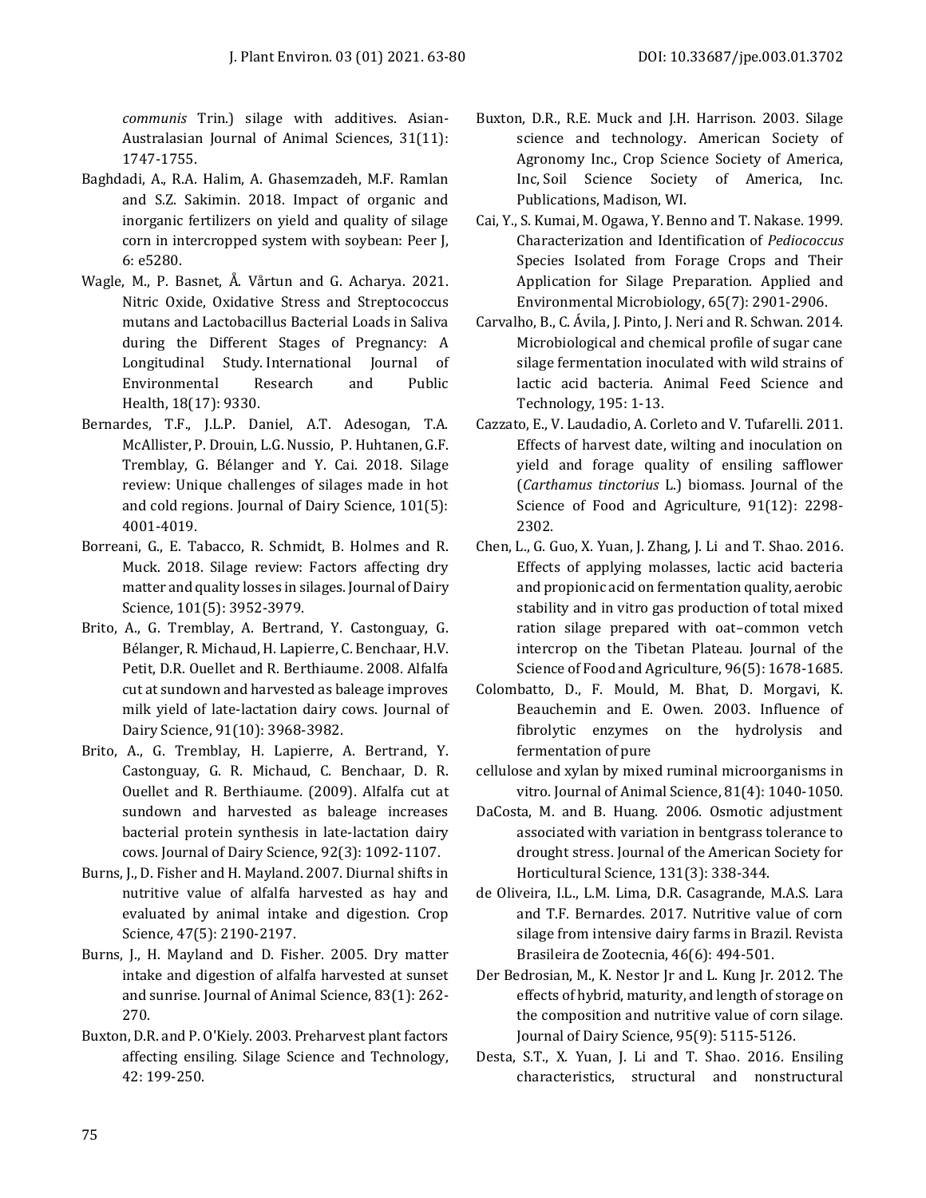*communis* Trin.) silage with additives. Asian-Australasian Journal of Animal Sciences, 31(11): 1747-1755.

Baghdadi, A., R.A. Halim, A. Ghasemzadeh, M.F. Ramlan and S.Z. Sakimin. 2018. Impact of organic and inorganic fertilizers on yield and quality of silage corn in intercropped system with soybean: Peer J, 6: e5280.

Wagle, M., P. Basnet, Å. Vårtun and G. Acharya. 2021. Nitric Oxide, Oxidative Stress and Streptococcus mutans and Lactobacillus Bacterial Loads in Saliva during the Different Stages of Pregnancy: A Longitudinal Study. International Journal of Environmental Research and Public Health, 18(17): 9330.

Bernardes, T.F., J.L.P. Daniel, A.T. Adesogan, T.A. McAllister, P. Drouin, L.G. Nussio, P. Huhtanen, G.F. Tremblay, G. Bélanger and Y. Cai. 2018. Silage review: Unique challenges of silages made in hot and cold regions. Journal of Dairy Science, 101(5): 4001-4019.

Borreani, G., E. Tabacco, R. Schmidt, B. Holmes and R. Muck. 2018. Silage review: Factors affecting dry matter and quality losses in silages. Journal of Dairy Science, 101(5): 3952-3979.

Brito, A., G. Tremblay, A. Bertrand, Y. Castonguay, G. Bélanger, R. Michaud, H. Lapierre, C. Benchaar, H.V. Petit, D.R. Ouellet and R. Berthiaume. 2008. Alfalfa cut at sundown and harvested as baleage improves milk yield of late-lactation dairy cows. Journal of Dairy Science, 91(10): 3968-3982.

Brito, A., G. Tremblay, H. Lapierre, A. Bertrand, Y. Castonguay, G. R. Michaud, C. Benchaar, D. R. Ouellet and R. Berthiaume. (2009). Alfalfa cut at sundown and harvested as baleage increases bacterial protein synthesis in late-lactation dairy cows. Journal of Dairy Science, 92(3): 1092-1107.

Burns, J., D. Fisher and H. Mayland. 2007. Diurnal shifts in nutritive value of alfalfa harvested as hay and evaluated by animal intake and digestion. Crop Science, 47(5): 2190-2197.

Burns, J., H. Mayland and D. Fisher. 2005. Dry matter intake and digestion of alfalfa harvested at sunset and sunrise. Journal of Animal Science, 83(1): 262-270.

Buxton, D.R. and P. O'Kiely. 2003. Preharvest plant factors affecting ensiling. Silage Science and Technology, 42: 199-250.

Buxton, D.R., R.E. Muck and J.H. Harrison. 2003. Silage science and technology. American Society of Agronomy Inc., Crop Science Society of America, Inc, Soil Science Society of America, Inc. Publications, Madison, WI.

Cai, Y., S. Kumai, M. Ogawa, Y. Benno and T. Nakase. 1999. Characterization and Identification of *Pediococcus* Species Isolated from Forage Crops and Their Application for Silage Preparation. Applied and Environmental Microbiology, 65(7): 2901-2906.

Carvalho, B., C. Ávila, J. Pinto, J. Neri and R. Schwan. 2014. Microbiological and chemical profile of sugar cane silage fermentation inoculated with wild strains of lactic acid bacteria. Animal Feed Science and Technology, 195: 1-13.

Cazzato, E., V. Laudadio, A. Corleto and V. Tufarelli. 2011. Effects of harvest date, wilting and inoculation on yield and forage quality of ensiling safflower (*Carthamus tinctorius* L.) biomass. Journal of the Science of Food and Agriculture, 91(12): 2298-2302.

Chen, L., G. Guo, X. Yuan, J. Zhang, J. Li and T. Shao. 2016. Effects of applying molasses, lactic acid bacteria and propionic acid on fermentation quality, aerobic stability and in vitro gas production of total mixed ration silage prepared with oat–common vetch intercrop on the Tibetan Plateau. Journal of the Science of Food and Agriculture, 96(5): 1678-1685.

Colombatto, D., F. Mould, M. Bhat, D. Morgavi, K. Beauchemin and E. Owen. 2003. Influence of fibrolytic enzymes on the hydrolysis and fermentation of pure cellulose and xylan by mixed ruminal microorganisms in vitro. Journal of Animal Science, 81(4): 1040-1050.

DaCosta, M. and B. Huang. 2006. Osmotic adjustment associated with variation in bentgrass tolerance to drought stress. Journal of the American Society for Horticultural Science, 131(3): 338-344.

de Oliveira, I.L., L.M. Lima, D.R. Casagrande, M.A.S. Lara and T.F. Bernardes. 2017. Nutritive value of corn silage from intensive dairy farms in Brazil. Revista Brasileira de Zootecnia, 46(6): 494-501.

Der Bedrosian, M., K. Nestor Jr and L. Kung Jr. 2012. The effects of hybrid, maturity, and length of storage on the composition and nutritive value of corn silage. Journal of Dairy Science, 95(9): 5115-5126.

Desta, S.T., X. Yuan, J. Li and T. Shao. 2016. Ensiling characteristics, structural and nonstructural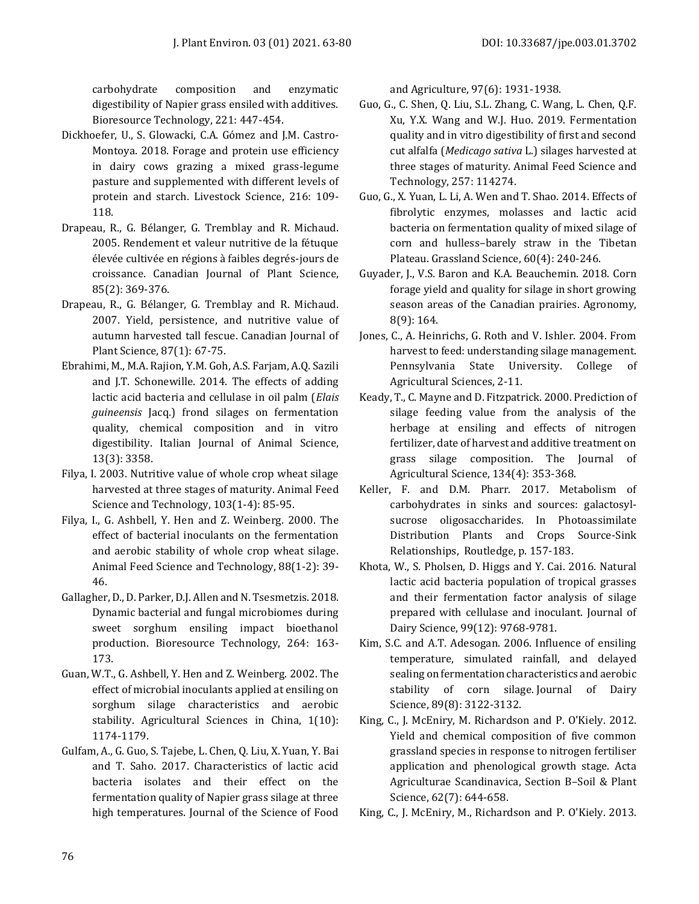carbohydrate composition and enzymatic digestibility of Napier grass ensiled with additives. Bioresource Technology, 221: 447-454.

Dickhoefer, U., S. Glowacki, C.A. Gómez and J.M. Castro-Montoya. 2018. Forage and protein use efficiency in dairy cows grazing a mixed grass-legume pasture and supplemented with different levels of protein and starch. Livestock Science, 216: 109-118.

Drapeau, R., G. Bélanger, G. Tremblay and R. Michaud. 2005. Rendement et valeur nutritive de la fétuque élevée cultivée en régions à faibles degrés-jours de croissance. Canadian Journal of Plant Science, 85(2): 369-376.

Drapeau, R., G. Bélanger, G. Tremblay and R. Michaud. 2007. Yield, persistence, and nutritive value of autumn harvested tall fescue. Canadian Journal of Plant Science, 87(1): 67-75.

Ebrahimi, M., M.A. Rajion, Y.M. Goh, A.S. Farjam, A.Q. Sazili and J.T. Schonewille. 2014. The effects of adding lactic acid bacteria and cellulase in oil palm (*Elais guineensis* Jacq.) frond silages on fermentation quality, chemical composition and in vitro digestibility. Italian Journal of Animal Science, 13(3): 3358.

Filya, I. 2003. Nutritive value of whole crop wheat silage harvested at three stages of maturity. Animal Feed Science and Technology, 103(1-4): 85-95.

Filya, I., G. Ashbell, Y. Hen and Z. Weinberg. 2000. The effect of bacterial inoculants on the fermentation and aerobic stability of whole crop wheat silage. Animal Feed Science and Technology, 88(1-2): 39-46.

Gallagher, D., D. Parker, D.J. Allen and N. Tsesmetzis. 2018. Dynamic bacterial and fungal microbiomes during sweet sorghum ensiling impact bioethanol production. Bioresource Technology, 264: 163-173.

Guan, W.T., G. Ashbell, Y. Hen and Z. Weinberg. 2002. The effect of microbial inoculants applied at ensiling on sorghum silage characteristics and aerobic stability. Agricultural Sciences in China, 1(10): 1174-1179.

Gulfam, A., G. Guo, S. Tajebe, L. Chen, Q. Liu, X. Yuan, Y. Bai and T. Saho. 2017. Characteristics of lactic acid bacteria isolates and their effect on the fermentation quality of Napier grass silage at three high temperatures. Journal of the Science of Food and Agriculture, 97(6): 1931-1938.

Guo, G., C. Shen, Q. Liu, S.L. Zhang, C. Wang, L. Chen, Q.F. Xu, Y.X. Wang and W.J. Huo. 2019. Fermentation quality and in vitro digestibility of first and second cut alfalfa (*Medicago sativa* L.) silages harvested at three stages of maturity. Animal Feed Science and Technology, 257: 114274.

Guo, G., X. Yuan, L. Li, A. Wen and T. Shao. 2014. Effects of fibrolytic enzymes, molasses and lactic acid bacteria on fermentation quality of mixed silage of corn and hulless–barely straw in the Tibetan Plateau. Grassland Science, 60(4): 240-246.

Guyader, J., V.S. Baron and K.A. Beauchemin. 2018. Corn forage yield and quality for silage in short growing season areas of the Canadian prairies. Agronomy, 8(9): 164.

Jones, C., A. Heinrichs, G. Roth and V. Ishler. 2004. From harvest to feed: understanding silage management. Pennsylvania State University. College of Agricultural Sciences, 2-11.

Keady, T., C. Mayne and D. Fitzpatrick. 2000. Prediction of silage feeding value from the analysis of the herbage at ensiling and effects of nitrogen fertilizer, date of harvest and additive treatment on grass silage composition. The Journal of Agricultural Science, 134(4): 353-368.

Keller, F. and D.M. Pharr. 2017. Metabolism of carbohydrates in sinks and sources: galactosyl-sucrose oligosaccharides. In Photoassimilate Distribution Plants and Crops Source-Sink Relationships, Routledge, p. 157-183.

Khota, W., S. Pholsen, D. Higgs and Y. Cai. 2016. Natural lactic acid bacteria population of tropical grasses and their fermentation factor analysis of silage prepared with cellulase and inoculant. Journal of Dairy Science, 99(12): 9768-9781.

Kim, S.C. and A.T. Adesogan. 2006. Influence of ensiling temperature, simulated rainfall, and delayed sealing on fermentation characteristics and aerobic stability of corn silage. Journal of Dairy Science, 89(8): 3122-3132.

King, C., J. McEniry, M. Richardson and P. O'Kiely. 2012. Yield and chemical composition of five common grassland species in response to nitrogen fertiliser application and phenological growth stage. Acta Agriculturae Scandinavica, Section B–Soil & Plant Science, 62(7): 644-658.

King, C., J. McEniry, M., Richardson and P. O'Kiely. 2013.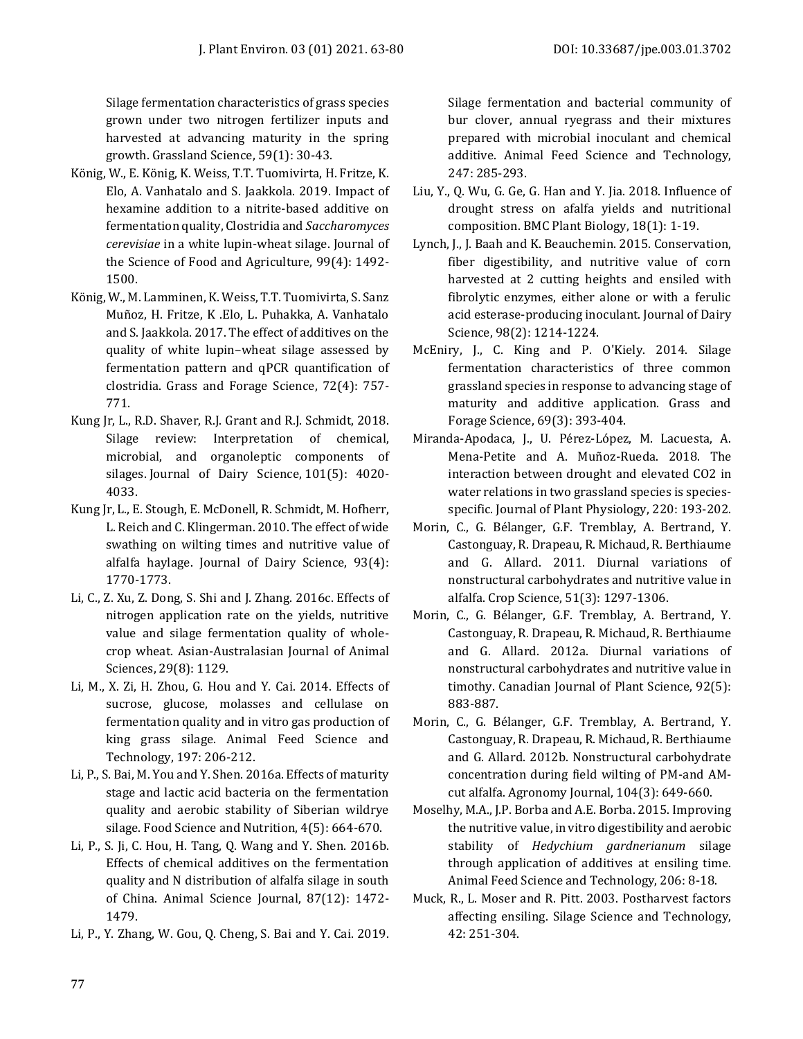Silage fermentation characteristics of grass species grown under two nitrogen fertilizer inputs and harvested at advancing maturity in the spring growth. Grassland Science, 59(1): 30-43.

König, W., E. König, K. Weiss, T.T. Tuomivirta, H. Fritze, K. Elo, A. Vanhatalo and S. Jaakkola. 2019. Impact of hexamine addition to a nitrite-based additive on fermentation quality, Clostridia and *Saccharomyces cerevisiae* in a white lupin-wheat silage. Journal of the Science of Food and Agriculture, 99(4): 1492-1500.

König, W., M. Lamminen, K. Weiss, T.T. Tuomivirta, S. Sanz Muñoz, H. Fritze, K .Elo, L. Puhakka, A. Vanhatalo and S. Jaakkola. 2017. The effect of additives on the quality of white lupin–wheat silage assessed by fermentation pattern and qPCR quantification of clostridia. Grass and Forage Science, 72(4): 757-771.

Kung Jr, L., R.D. Shaver, R.J. Grant and R.J. Schmidt, 2018. Silage review: Interpretation of chemical, microbial, and organoleptic components of silages. Journal of Dairy Science, 101(5): 4020-4033.

Kung Jr, L., E. Stough, E. McDonell, R. Schmidt, M. Hofherr, L. Reich and C. Klingerman. 2010. The effect of wide swathing on wilting times and nutritive value of alfalfa haylage. Journal of Dairy Science, 93(4): 1770-1773.

Li, C., Z. Xu, Z. Dong, S. Shi and J. Zhang. 2016c. Effects of nitrogen application rate on the yields, nutritive value and silage fermentation quality of whole-crop wheat. Asian-Australasian Journal of Animal Sciences, 29(8): 1129.

Li, M., X. Zi, H. Zhou, G. Hou and Y. Cai. 2014. Effects of sucrose, glucose, molasses and cellulase on fermentation quality and in vitro gas production of king grass silage. Animal Feed Science and Technology, 197: 206-212.

Li, P., S. Bai, M. You and Y. Shen. 2016a. Effects of maturity stage and lactic acid bacteria on the fermentation quality and aerobic stability of Siberian wildrye silage. Food Science and Nutrition, 4(5): 664-670.

Li, P., S. Ji, C. Hou, H. Tang, Q. Wang and Y. Shen. 2016b. Effects of chemical additives on the fermentation quality and N distribution of alfalfa silage in south of China. Animal Science Journal, 87(12): 1472-1479.

Li, P., Y. Zhang, W. Gou, Q. Cheng, S. Bai and Y. Cai. 2019. Silage fermentation and bacterial community of bur clover, annual ryegrass and their mixtures prepared with microbial inoculant and chemical additive. Animal Feed Science and Technology, 247: 285-293.

Liu, Y., Q. Wu, G. Ge, G. Han and Y. Jia. 2018. Influence of drought stress on afalfa yields and nutritional composition. BMC Plant Biology, 18(1): 1-19.

Lynch, J., J. Baah and K. Beauchemin. 2015. Conservation, fiber digestibility, and nutritive value of corn harvested at 2 cutting heights and ensiled with fibrolytic enzymes, either alone or with a ferulic acid esterase-producing inoculant. Journal of Dairy Science, 98(2): 1214-1224.

McEniry, J., C. King and P. O'Kiely. 2014. Silage fermentation characteristics of three common grassland species in response to advancing stage of maturity and additive application. Grass and Forage Science, 69(3): 393-404.

Miranda-Apodaca, J., U. Pérez-López, M. Lacuesta, A. Mena-Petite and A. Muñoz-Rueda. 2018. The interaction between drought and elevated CO2 in water relations in two grassland species is species-specific. Journal of Plant Physiology, 220: 193-202.

Morin, C., G. Bélanger, G.F. Tremblay, A. Bertrand, Y. Castonguay, R. Drapeau, R. Michaud, R. Berthiaume and G. Allard. 2011. Diurnal variations of nonstructural carbohydrates and nutritive value in alfalfa. Crop Science, 51(3): 1297-1306.

Morin, C., G. Bélanger, G.F. Tremblay, A. Bertrand, Y. Castonguay, R. Drapeau, R. Michaud, R. Berthiaume and G. Allard. 2012a. Diurnal variations of nonstructural carbohydrates and nutritive value in timothy. Canadian Journal of Plant Science, 92(5): 883-887.

Morin, C., G. Bélanger, G.F. Tremblay, A. Bertrand, Y. Castonguay, R. Drapeau, R. Michaud, R. Berthiaume and G. Allard. 2012b. Nonstructural carbohydrate concentration during field wilting of PM-and AM-cut alfalfa. Agronomy Journal, 104(3): 649-660.

Moselhy, M.A., J.P. Borba and A.E. Borba. 2015. Improving the nutritive value, in vitro digestibility and aerobic stability of *Hedychium gardnerianum* silage through application of additives at ensiling time. Animal Feed Science and Technology, 206: 8-18.

Muck, R., L. Moser and R. Pitt. 2003. Postharvest factors affecting ensiling. Silage Science and Technology, 42: 251-304.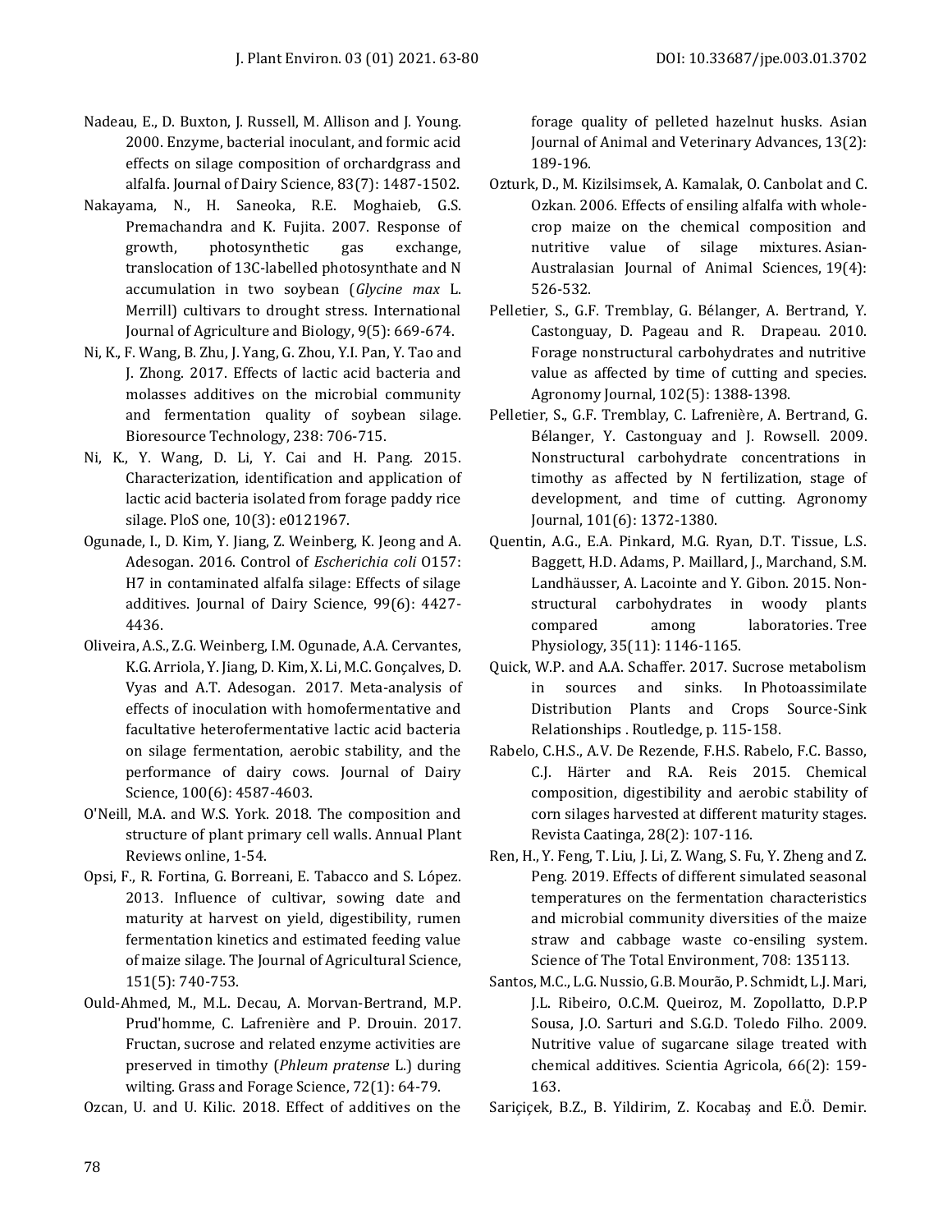Nadeau, E., D. Buxton, J. Russell, M. Allison and J. Young. 2000. Enzyme, bacterial inoculant, and formic acid effects on silage composition of orchardgrass and alfalfa. Journal of Dairy Science, 83(7): 1487-1502.

Nakayama, N., H. Saneoka, R.E. Moghaieb, G.S. Premachandra and K. Fujita. 2007. Response of growth, photosynthetic gas exchange, translocation of 13C-labelled photosynthate and N accumulation in two soybean (*Glycine max* L. Merrill) cultivars to drought stress. International Journal of Agriculture and Biology, 9(5): 669-674.

Ni, K., F. Wang, B. Zhu, J. Yang, G. Zhou, Y.I. Pan, Y. Tao and J. Zhong. 2017. Effects of lactic acid bacteria and molasses additives on the microbial community and fermentation quality of soybean silage. Bioresource Technology, 238: 706-715.

Ni, K., Y. Wang, D. Li, Y. Cai and H. Pang. 2015. Characterization, identification and application of lactic acid bacteria isolated from forage paddy rice silage. PloS one, 10(3): e0121967.

Ogunade, I., D. Kim, Y. Jiang, Z. Weinberg, K. Jeong and A. Adesogan. 2016. Control of *Escherichia coli* O157: H7 in contaminated alfalfa silage: Effects of silage additives. Journal of Dairy Science, 99(6): 4427-4436.

Oliveira, A.S., Z.G. Weinberg, I.M. Ogunade, A.A. Cervantes, K.G. Arriola, Y. Jiang, D. Kim, X. Li, M.C. Gonçalves, D. Vyas and A.T. Adesogan. 2017. Meta-analysis of effects of inoculation with homofermentative and facultative heterofermentative lactic acid bacteria on silage fermentation, aerobic stability, and the performance of dairy cows. Journal of Dairy Science, 100(6): 4587-4603.

O'Neill, M.A. and W.S. York. 2018. The composition and structure of plant primary cell walls. Annual Plant Reviews online, 1-54.

Opsi, F., R. Fortina, G. Borreani, E. Tabacco and S. López. 2013. Influence of cultivar, sowing date and maturity at harvest on yield, digestibility, rumen fermentation kinetics and estimated feeding value of maize silage. The Journal of Agricultural Science, 151(5): 740-753.

Ould-Ahmed, M., M.L. Decau, A. Morvan-Bertrand, M.P. Prud'homme, C. Lafrenière and P. Drouin. 2017. Fructan, sucrose and related enzyme activities are preserved in timothy (*Phleum pratense* L.) during wilting. Grass and Forage Science, 72(1): 64-79.

Ozcan, U. and U. Kilic. 2018. Effect of additives on the forage quality of pelleted hazelnut husks. Asian Journal of Animal and Veterinary Advances, 13(2): 189-196.

Ozturk, D., M. Kizilsimsek, A. Kamalak, O. Canbolat and C. Ozkan. 2006. Effects of ensiling alfalfa with whole-crop maize on the chemical composition and nutritive value of silage mixtures. Asian-Australasian Journal of Animal Sciences, 19(4): 526-532.

Pelletier, S., G.F. Tremblay, G. Bélanger, A. Bertrand, Y. Castonguay, D. Pageau and R. Drapeau. 2010. Forage nonstructural carbohydrates and nutritive value as affected by time of cutting and species. Agronomy Journal, 102(5): 1388-1398.

Pelletier, S., G.F. Tremblay, C. Lafrenière, A. Bertrand, G. Bélanger, Y. Castonguay and J. Rowsell. 2009. Nonstructural carbohydrate concentrations in timothy as affected by N fertilization, stage of development, and time of cutting. Agronomy Journal, 101(6): 1372-1380.

Quentin, A.G., E.A. Pinkard, M.G. Ryan, D.T. Tissue, L.S. Baggett, H.D. Adams, P. Maillard, J., Marchand, S.M. Landhäusser, A. Lacointe and Y. Gibon. 2015. Non-structural carbohydrates in woody plants compared among laboratories. Tree Physiology, 35(11): 1146-1165.

Quick, W.P. and A.A. Schaffer. 2017. Sucrose metabolism in sources and sinks. In Photoassimilate Distribution Plants and Crops Source-Sink Relationships . Routledge, p. 115-158.

Rabelo, C.H.S., A.V. De Rezende, F.H.S. Rabelo, F.C. Basso, C.J. Härter and R.A. Reis 2015. Chemical composition, digestibility and aerobic stability of corn silages harvested at different maturity stages. Revista Caatinga, 28(2): 107-116.

Ren, H., Y. Feng, T. Liu, J. Li, Z. Wang, S. Fu, Y. Zheng and Z. Peng. 2019. Effects of different simulated seasonal temperatures on the fermentation characteristics and microbial community diversities of the maize straw and cabbage waste co-ensiling system. Science of The Total Environment, 708: 135113.

Santos, M.C., L.G. Nussio, G.B. Mourão, P. Schmidt, L.J. Mari, J.L. Ribeiro, O.C.M. Queiroz, M. Zopollatto, D.P.P Sousa, J.O. Sarturi and S.G.D. Toledo Filho. 2009. Nutritive value of sugarcane silage treated with chemical additives. Scientia Agricola, 66(2): 159-163.

Sariçiçek, B.Z., B. Yildirim, Z. Kocabaş and E.Ö. Demir.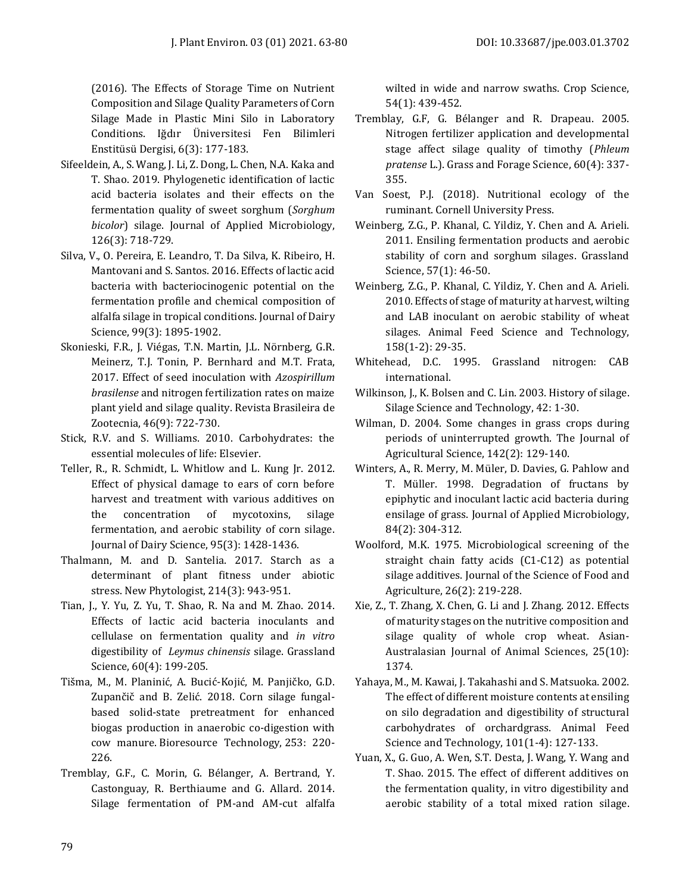(2016). The Effects of Storage Time on Nutrient Composition and Silage Quality Parameters of Corn Silage Made in Plastic Mini Silo in Laboratory Conditions. Iğdır Üniversitesi Fen Bilimleri Enstitüsü Dergisi, 6(3): 177-183.

Sifeeldein, A., S. Wang, J. Li, Z. Dong, L. Chen, N.A. Kaka and T. Shao. 2019. Phylogenetic identification of lactic acid bacteria isolates and their effects on the fermentation quality of sweet sorghum (*Sorghum bicolor*) silage. Journal of Applied Microbiology, 126(3): 718-729.

Silva, V., O. Pereira, E. Leandro, T. Da Silva, K. Ribeiro, H. Mantovani and S. Santos. 2016. Effects of lactic acid bacteria with bacteriocinogenic potential on the fermentation profile and chemical composition of alfalfa silage in tropical conditions. Journal of Dairy Science, 99(3): 1895-1902.

Skonieski, F.R., J. Viégas, T.N. Martin, J.L. Nörnberg, G.R. Meinerz, T.J. Tonin, P. Bernhard and M.T. Frata, 2017. Effect of seed inoculation with *Azospirillum brasilense* and nitrogen fertilization rates on maize plant yield and silage quality. Revista Brasileira de Zootecnia, 46(9): 722-730.

Stick, R.V. and S. Williams. 2010. Carbohydrates: the essential molecules of life: Elsevier.

Teller, R., R. Schmidt, L. Whitlow and L. Kung Jr. 2012. Effect of physical damage to ears of corn before harvest and treatment with various additives on the concentration of mycotoxins, silage fermentation, and aerobic stability of corn silage. Journal of Dairy Science, 95(3): 1428-1436.

Thalmann, M. and D. Santelia. 2017. Starch as a determinant of plant fitness under abiotic stress. New Phytologist, 214(3): 943-951.

Tian, J., Y. Yu, Z. Yu, T. Shao, R. Na and M. Zhao. 2014. Effects of lactic acid bacteria inoculants and cellulase on fermentation quality and *in vitro* digestibility of *Leymus chinensis* silage. Grassland Science, 60(4): 199-205.

Tišma, M., M. Planinić, A. Bucić-Kojić, M. Panjičko, G.D. Zupančič and B. Zelić. 2018. Corn silage fungal-based solid-state pretreatment for enhanced biogas production in anaerobic co-digestion with cow manure. Bioresource Technology, 253: 220-226.

Tremblay, G.F., C. Morin, G. Bélanger, A. Bertrand, Y. Castonguay, R. Berthiaume and G. Allard. 2014. Silage fermentation of PM-and AM-cut alfalfa wilted in wide and narrow swaths. Crop Science, 54(1): 439-452.

Tremblay, G.F, G. Bélanger and R. Drapeau. 2005. Nitrogen fertilizer application and developmental stage affect silage quality of timothy (*Phleum pratense* L.). Grass and Forage Science, 60(4): 337-355.

Van Soest, P.J. (2018). Nutritional ecology of the ruminant. Cornell University Press.

Weinberg, Z.G., P. Khanal, C. Yildiz, Y. Chen and A. Arieli. 2011. Ensiling fermentation products and aerobic stability of corn and sorghum silages. Grassland Science, 57(1): 46-50.

Weinberg, Z.G., P. Khanal, C. Yildiz, Y. Chen and A. Arieli. 2010. Effects of stage of maturity at harvest, wilting and LAB inoculant on aerobic stability of wheat silages. Animal Feed Science and Technology, 158(1-2): 29-35.

Whitehead, D.C. 1995. Grassland nitrogen: CAB international.

Wilkinson, J., K. Bolsen and C. Lin. 2003. History of silage. Silage Science and Technology, 42: 1-30.

Wilman, D. 2004. Some changes in grass crops during periods of uninterrupted growth. The Journal of Agricultural Science, 142(2): 129-140.

Winters, A., R. Merry, M. Müler, D. Davies, G. Pahlow and T. Müller. 1998. Degradation of fructans by epiphytic and inoculant lactic acid bacteria during ensilage of grass. Journal of Applied Microbiology, 84(2): 304-312.

Woolford, M.K. 1975. Microbiological screening of the straight chain fatty acids (C1-C12) as potential silage additives. Journal of the Science of Food and Agriculture, 26(2): 219-228.

Xie, Z., T. Zhang, X. Chen, G. Li and J. Zhang. 2012. Effects of maturity stages on the nutritive composition and silage quality of whole crop wheat. Asian-Australasian Journal of Animal Sciences, 25(10): 1374.

Yahaya, M., M. Kawai, J. Takahashi and S. Matsuoka. 2002. The effect of different moisture contents at ensiling on silo degradation and digestibility of structural carbohydrates of orchardgrass. Animal Feed Science and Technology, 101(1-4): 127-133.

Yuan, X., G. Guo, A. Wen, S.T. Desta, J. Wang, Y. Wang and T. Shao. 2015. The effect of different additives on the fermentation quality, in vitro digestibility and aerobic stability of a total mixed ration silage.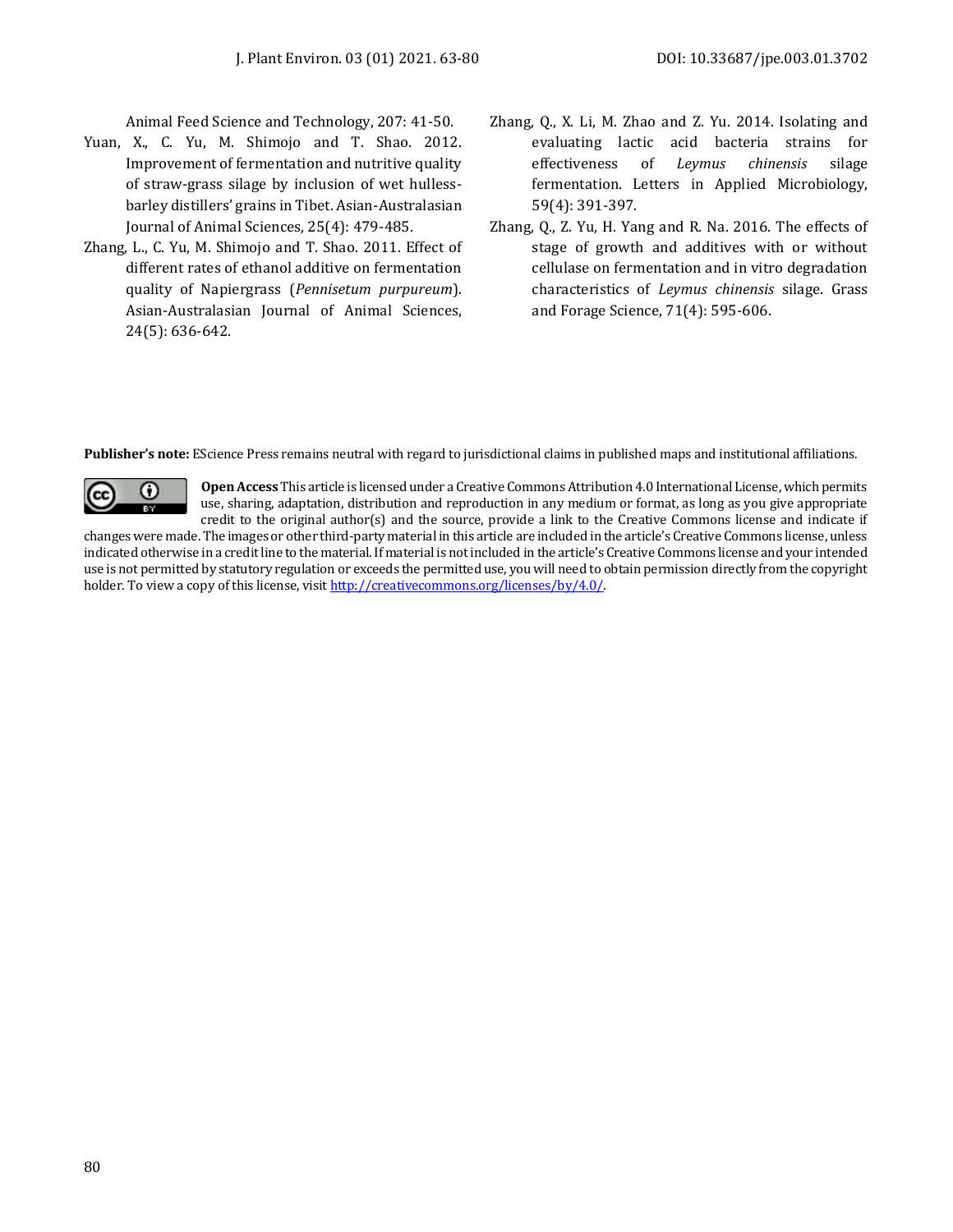Animal Feed Science and Technology, 207: 41-50.

Yuan, X., C. Yu, M. Shimojo and T. Shao. 2012. Improvement of fermentation and nutritive quality of straw-grass silage by inclusion of wet hulless-barley distillers' grains in Tibet. Asian-Australasian Journal of Animal Sciences, 25(4): 479-485.

Zhang, L., C. Yu, M. Shimojo and T. Shao. 2011. Effect of different rates of ethanol additive on fermentation quality of Napiergrass (*Pennisetum purpureum*). Asian-Australasian Journal of Animal Sciences, 24(5): 636-642.

Zhang, Q., X. Li, M. Zhao and Z. Yu. 2014. Isolating and evaluating lactic acid bacteria strains for effectiveness of *Leymus chinensis* silage fermentation. Letters in Applied Microbiology, 59(4): 391-397.

Zhang, Q., Z. Yu, H. Yang and R. Na. 2016. The effects of stage of growth and additives with or without cellulase on fermentation and in vitro degradation characteristics of *Leymus chinensis* silage. Grass and Forage Science, 71(4): 595-606.

**Publisher's note:** EScience Press remains neutral with regard to jurisdictional claims in published maps and institutional affiliations.

**Open Access** This article is licensed under a Creative Commons Attribution 4.0 International License, which permits use, sharing, adaptation, distribution and reproduction in any medium or format, as long as you give appropriate credit to the original author(s) and the source, provide a link to the Creative Commons license and indicate if changes were made. The images or other third-party material in this article are included in the article's Creative Commons license, unless indicated otherwise in a credit line to the material. If material is not included in the article's Creative Commons license and your intended use is not permitted by statutory regulation or exceeds the permitted use, you will need to obtain permission directly from the copyright holder. To view a copy of this license, visit http://creativecommons.org/licenses/by/4.0/.